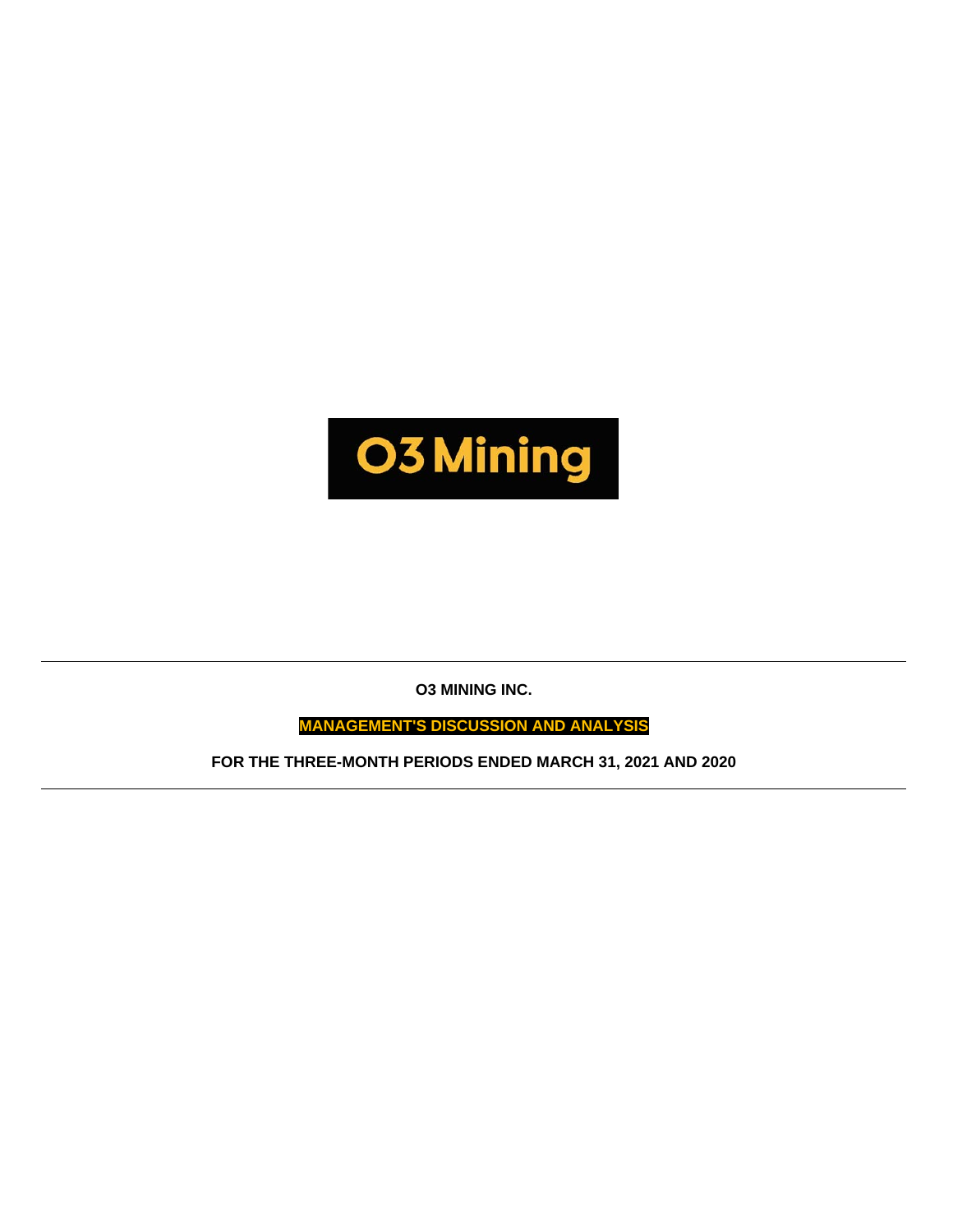O3 Mining

**O3 MINING INC.**

**MANAGEMENT'S DISCUSSION AND ANALYSIS**

**FOR THE THREE-MONTH PERIODS ENDED MARCH 31, 2021 AND 2020**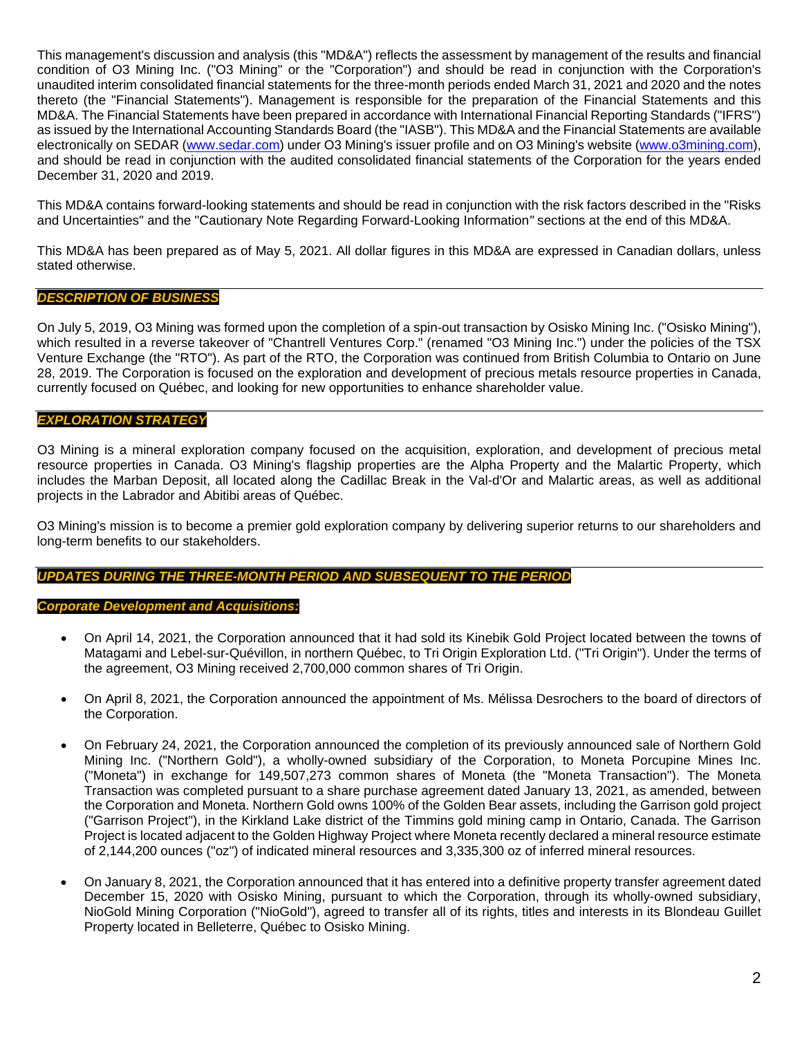This management's discussion and analysis (this "MD&A") reflects the assessment by management of the results and financial condition of O3 Mining Inc. ("O3 Mining" or the "Corporation") and should be read in conjunction with the Corporation's unaudited interim consolidated financial statements for the three-month periods ended March 31, 2021 and 2020 and the notes thereto (the "Financial Statements"). Management is responsible for the preparation of the Financial Statements and this MD&A. The Financial Statements have been prepared in accordance with International Financial Reporting Standards ("IFRS") as issued by the International Accounting Standards Board (the "IASB"). This MD&A and the Financial Statements are available electronically on SEDAR (www.sedar.com) under O3 Mining's issuer profile and on O3 Mining's website (www.o3mining.com), and should be read in conjunction with the audited consolidated financial statements of the Corporation for the years ended December 31, 2020 and 2019.

This MD&A contains forward-looking statements and should be read in conjunction with the risk factors described in the "Risks and Uncertainties" and the "Cautionary Note Regarding Forward-Looking Information" sections at the end of this MD&A.

This MD&A has been prepared as of May 5, 2021. All dollar figures in this MD&A are expressed in Canadian dollars, unless stated otherwise.

## *DESCRIPTION OF BUSINESS*

On July 5, 2019, O3 Mining was formed upon the completion of a spin-out transaction by Osisko Mining Inc. ("Osisko Mining"), which resulted in a reverse takeover of "Chantrell Ventures Corp." (renamed "O3 Mining Inc.") under the policies of the TSX Venture Exchange (the "RTO"). As part of the RTO, the Corporation was continued from British Columbia to Ontario on June 28, 2019. The Corporation is focused on the exploration and development of precious metals resource properties in Canada, currently focused on Québec, and looking for new opportunities to enhance shareholder value.

## *EXPLORATION STRATEGY*

O3 Mining is a mineral exploration company focused on the acquisition, exploration, and development of precious metal resource properties in Canada. O3 Mining's flagship properties are the Alpha Property and the Malartic Property, which includes the Marban Deposit, all located along the Cadillac Break in the Val-d'Or and Malartic areas, as well as additional projects in the Labrador and Abitibi areas of Québec.

O3 Mining's mission is to become a premier gold exploration company by delivering superior returns to our shareholders and long-term benefits to our stakeholders.

## *UPDATES DURING THE THREE-MONTH PERIOD AND SUBSEQUENT TO THE PERIOD*

### *Corporate Development and Acquisitions:*

- On April 14, 2021, the Corporation announced that it had sold its Kinebik Gold Project located between the towns of Matagami and Lebel-sur-Quévillon, in northern Québec, to Tri Origin Exploration Ltd. ("Tri Origin"). Under the terms of the agreement, O3 Mining received 2,700,000 common shares of Tri Origin.

- On April 8, 2021, the Corporation announced the appointment of Ms. Mélissa Desrochers to the board of directors of the Corporation.

- On February 24, 2021, the Corporation announced the completion of its previously announced sale of Northern Gold Mining Inc. ("Northern Gold"), a wholly-owned subsidiary of the Corporation, to Moneta Porcupine Mines Inc. ("Moneta") in exchange for 149,507,273 common shares of Moneta (the "Moneta Transaction"). The Moneta Transaction was completed pursuant to a share purchase agreement dated January 13, 2021, as amended, between the Corporation and Moneta. Northern Gold owns 100% of the Golden Bear assets, including the Garrison gold project ("Garrison Project"), in the Kirkland Lake district of the Timmins gold mining camp in Ontario, Canada. The Garrison Project is located adjacent to the Golden Highway Project where Moneta recently declared a mineral resource estimate of 2,144,200 ounces ("oz") of indicated mineral resources and 3,335,300 oz of inferred mineral resources.

- On January 8, 2021, the Corporation announced that it has entered into a definitive property transfer agreement dated December 15, 2020 with Osisko Mining, pursuant to which the Corporation, through its wholly-owned subsidiary, NioGold Mining Corporation ("NioGold"), agreed to transfer all of its rights, titles and interests in its Blondeau Guillet Property located in Belleterre, Québec to Osisko Mining.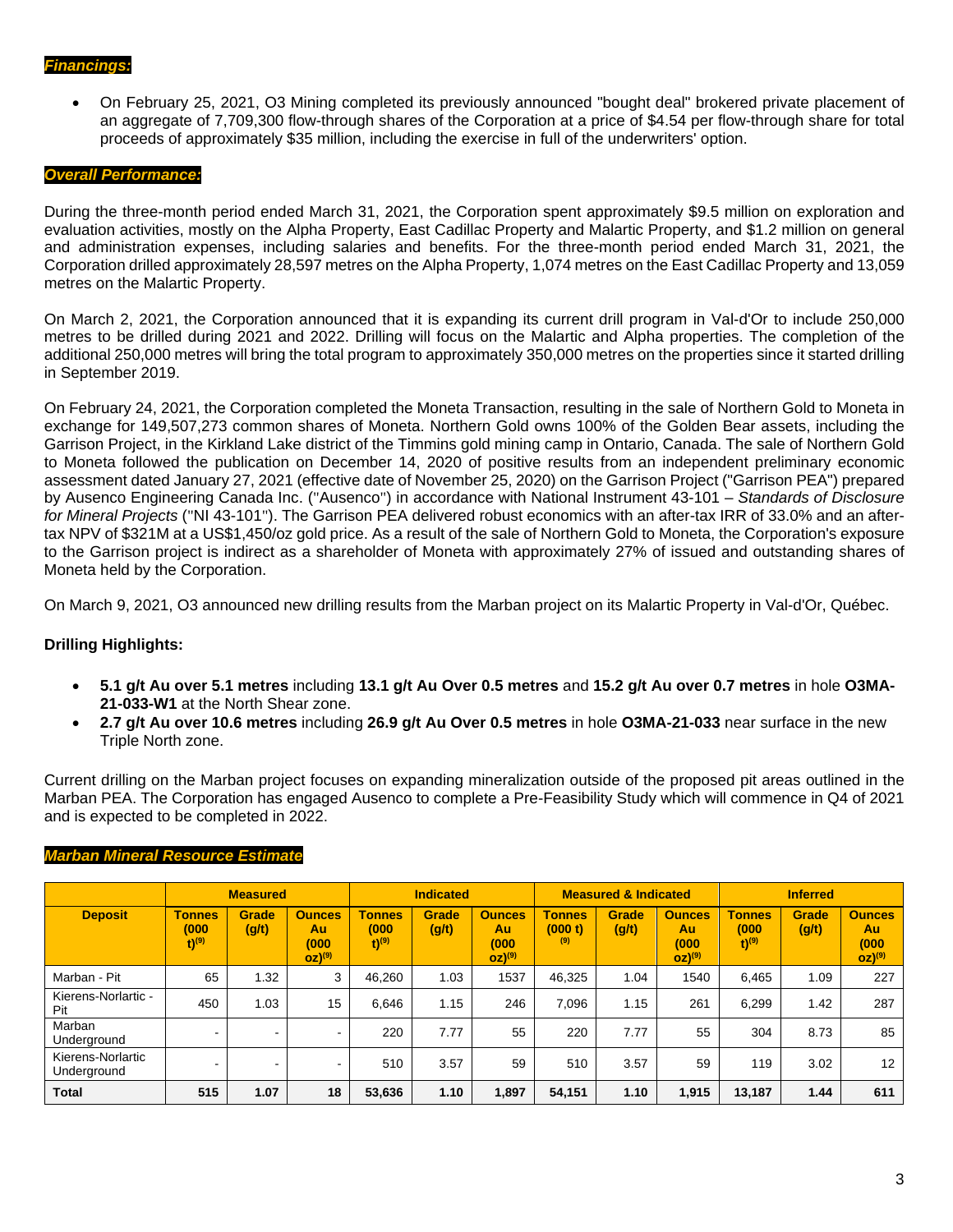### *Financings:*

- On February 25, 2021, O3 Mining completed its previously announced "bought deal" brokered private placement of an aggregate of 7,709,300 flow-through shares of the Corporation at a price of $4.54 per flow-through share for total proceeds of approximately $35 million, including the exercise in full of the underwriters' option.

### *Overall Performance:*

During the three-month period ended March 31, 2021, the Corporation spent approximately $9.5 million on exploration and evaluation activities, mostly on the Alpha Property, East Cadillac Property and Malartic Property, and $1.2 million on general and administration expenses, including salaries and benefits. For the three-month period ended March 31, 2021, the Corporation drilled approximately 28,597 metres on the Alpha Property, 1,074 metres on the East Cadillac Property and 13,059 metres on the Malartic Property.

On March 2, 2021, the Corporation announced that it is expanding its current drill program in Val-d'Or to include 250,000 metres to be drilled during 2021 and 2022. Drilling will focus on the Malartic and Alpha properties. The completion of the additional 250,000 metres will bring the total program to approximately 350,000 metres on the properties since it started drilling in September 2019.

On February 24, 2021, the Corporation completed the Moneta Transaction, resulting in the sale of Northern Gold to Moneta in exchange for 149,507,273 common shares of Moneta. Northern Gold owns 100% of the Golden Bear assets, including the Garrison Project, in the Kirkland Lake district of the Timmins gold mining camp in Ontario, Canada. The sale of Northern Gold to Moneta followed the publication on December 14, 2020 of positive results from an independent preliminary economic assessment dated January 27, 2021 (effective date of November 25, 2020) on the Garrison Project ("Garrison PEA") prepared by Ausenco Engineering Canada Inc. ("Ausenco") in accordance with National Instrument 43-101 – *Standards of Disclosure for Mineral Projects* ("NI 43-101"). The Garrison PEA delivered robust economics with an after-tax IRR of 33.0% and an after-tax NPV of $321M at a US$1,450/oz gold price. As a result of the sale of Northern Gold to Moneta, the Corporation's exposure to the Garrison project is indirect as a shareholder of Moneta with approximately 27% of issued and outstanding shares of Moneta held by the Corporation.

On March 9, 2021, O3 announced new drilling results from the Marban project on its Malartic Property in Val-d'Or, Québec.

**Drilling Highlights:**

- **5.1 g/t Au over 5.1 metres** including **13.1 g/t Au Over 0.5 metres** and **15.2 g/t Au over 0.7 metres** in hole **O3MA-21-033-W1** at the North Shear zone.
- **2.7 g/t Au over 10.6 metres** including **26.9 g/t Au Over 0.5 metres** in hole **O3MA-21-033** near surface in the new Triple North zone.

Current drilling on the Marban project focuses on expanding mineralization outside of the proposed pit areas outlined in the Marban PEA. The Corporation has engaged Ausenco to complete a Pre-Feasibility Study which will commence in Q4 of 2021 and is expected to be completed in 2022.

### *Marban Mineral Resource Estimate*

| | Measured | | | Indicated | | | Measured & Indicated | | | Inferred | | |
|---|---|---|---|---|---|---|---|---|---|---|---|---|
| **Deposit** | **Tonnes (000 t)[(9)]** | **Grade (g/t)** | **Ounces Au (000 oz)[(9)]** | **Tonnes (000 t)[(9)]** | **Grade (g/t)** | **Ounces Au (000 oz)[(9)]** | **Tonnes (000 t)[(9)]** | **Grade (g/t)** | **Ounces Au (000 oz)[(9)]** | **Tonnes (000 t)[(9)]** | **Grade (g/t)** | **Ounces Au (000 oz)[(9)]** |
| Marban - Pit | 65 | 1.32 | 3 | 46,260 | 1.03 | 1537 | 46,325 | 1.04 | 1540 | 6,465 | 1.09 | 227 |
| Kierens-Norlartic - Pit | 450 | 1.03 | 15 | 6,646 | 1.15 | 246 | 7,096 | 1.15 | 261 | 6,299 | 1.42 | 287 |
| Marban Underground | - | - | - | 220 | 7.77 | 55 | 220 | 7.77 | 55 | 304 | 8.73 | 85 |
| Kierens-Norlartic Underground | - | - | - | 510 | 3.57 | 59 | 510 | 3.57 | 59 | 119 | 3.02 | 12 |
| **Total** | **515** | **1.07** | **18** | **53,636** | **1.10** | **1,897** | **54,151** | **1.10** | **1,915** | **13,187** | **1.44** | **611** |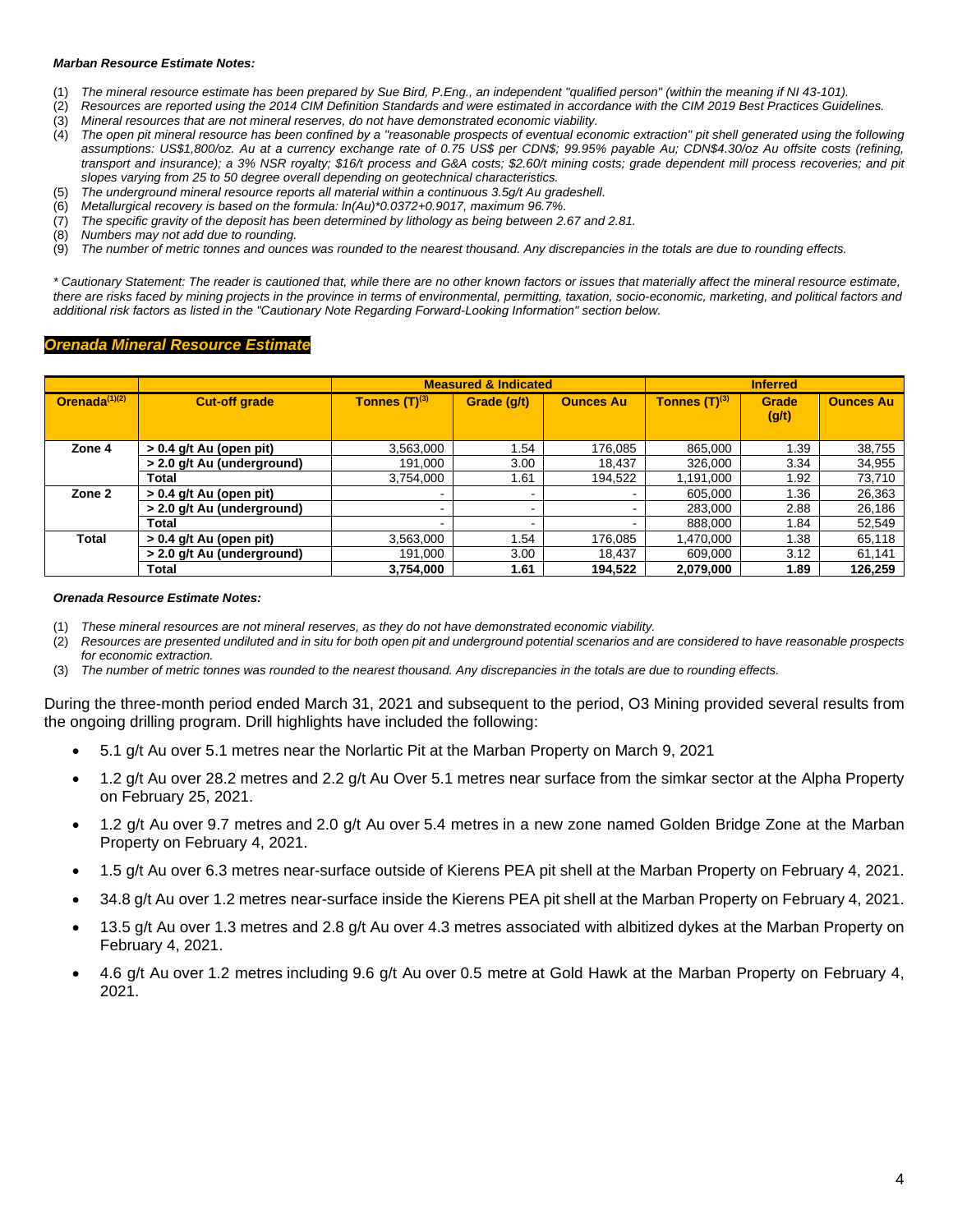***Marban Resource Estimate Notes:***

1. *The mineral resource estimate has been prepared by Sue Bird, P.Eng., an independent "qualified person" (within the meaning if NI 43-101).*
2. *Resources are reported using the 2014 CIM Definition Standards and were estimated in accordance with the CIM 2019 Best Practices Guidelines.*
3. *Mineral resources that are not mineral reserves, do not have demonstrated economic viability.*
4. *The open pit mineral resource has been confined by a "reasonable prospects of eventual economic extraction" pit shell generated using the following assumptions: US$1,800/oz. Au at a currency exchange rate of 0.75 US$ per CDN$; 99.95% payable Au; CDN$4.30/oz Au offsite costs (refining, transport and insurance); a 3% NSR royalty; $16/t process and G&A costs; $2.60/t mining costs; grade dependent mill process recoveries; and pit slopes varying from 25 to 50 degree overall depending on geotechnical characteristics.*
5. *The underground mineral resource reports all material within a continuous 3.5g/t Au gradeshell.*
6. *Metallurgical recovery is based on the formula: ln(Au)\*0.0372+0.9017, maximum 96.7%.*
7. *The specific gravity of the deposit has been determined by lithology as being between 2.67 and 2.81.*
8. *Numbers may not add due to rounding.*
9. *The number of metric tonnes and ounces was rounded to the nearest thousand. Any discrepancies in the totals are due to rounding effects.*

*\* Cautionary Statement: The reader is cautioned that, while there are no other known factors or issues that materially affect the mineral resource estimate, there are risks faced by mining projects in the province in terms of environmental, permitting, taxation, socio-economic, marketing, and political factors and additional risk factors as listed in the "Cautionary Note Regarding Forward-Looking Information" section below.*

## *Orenada Mineral Resource Estimate*

| | | Measured & Indicated | | | Inferred | | |
|---|---|---|---|---|---|---|---|
| **Orenada[(1)(2)]** | **Cut-off grade** | **Tonnes (T)[(3)]** | **Grade (g/t)** | **Ounces Au** | **Tonnes (T)[(3)]** | **Grade (g/t)** | **Ounces Au** |
| **Zone 4** | **> 0.4 g/t Au (open pit)** | 3,563,000 | 1.54 | 176,085 | 865,000 | 1.39 | 38,755 |
| | **> 2.0 g/t Au (underground)** | 191,000 | 3.00 | 18,437 | 326,000 | 3.34 | 34,955 |
| | **Total** | 3,754,000 | 1.61 | 194,522 | 1,191,000 | 1.92 | 73,710 |
| **Zone 2** | **> 0.4 g/t Au (open pit)** | - | - | - | 605,000 | 1.36 | 26,363 |
| | **> 2.0 g/t Au (underground)** | - | - | - | 283,000 | 2.88 | 26,186 |
| | **Total** | - | - | - | 888,000 | 1.84 | 52,549 |
| **Total** | **> 0.4 g/t Au (open pit)** | 3,563,000 | 1.54 | 176,085 | 1,470,000 | 1.38 | 65,118 |
| | **> 2.0 g/t Au (underground)** | 191,000 | 3.00 | 18,437 | 609,000 | 3.12 | 61,141 |
| | **Total** | **3,754,000** | **1.61** | **194,522** | **2,079,000** | **1.89** | **126,259** |

***Orenada Resource Estimate Notes:***

1. *These mineral resources are not mineral reserves, as they do not have demonstrated economic viability.*
2. *Resources are presented undiluted and in situ for both open pit and underground potential scenarios and are considered to have reasonable prospects for economic extraction.*
3. *The number of metric tonnes was rounded to the nearest thousand. Any discrepancies in the totals are due to rounding effects.*

During the three-month period ended March 31, 2021 and subsequent to the period, O3 Mining provided several results from the ongoing drilling program. Drill highlights have included the following:

- 5.1 g/t Au over 5.1 metres near the Norlartic Pit at the Marban Property on March 9, 2021
- 1.2 g/t Au over 28.2 metres and 2.2 g/t Au Over 5.1 metres near surface from the simkar sector at the Alpha Property on February 25, 2021.
- 1.2 g/t Au over 9.7 metres and 2.0 g/t Au over 5.4 metres in a new zone named Golden Bridge Zone at the Marban Property on February 4, 2021.
- 1.5 g/t Au over 6.3 metres near-surface outside of Kierens PEA pit shell at the Marban Property on February 4, 2021.
- 34.8 g/t Au over 1.2 metres near-surface inside the Kierens PEA pit shell at the Marban Property on February 4, 2021.
- 13.5 g/t Au over 1.3 metres and 2.8 g/t Au over 4.3 metres associated with albitized dykes at the Marban Property on February 4, 2021.
- 4.6 g/t Au over 1.2 metres including 9.6 g/t Au over 0.5 metre at Gold Hawk at the Marban Property on February 4, 2021.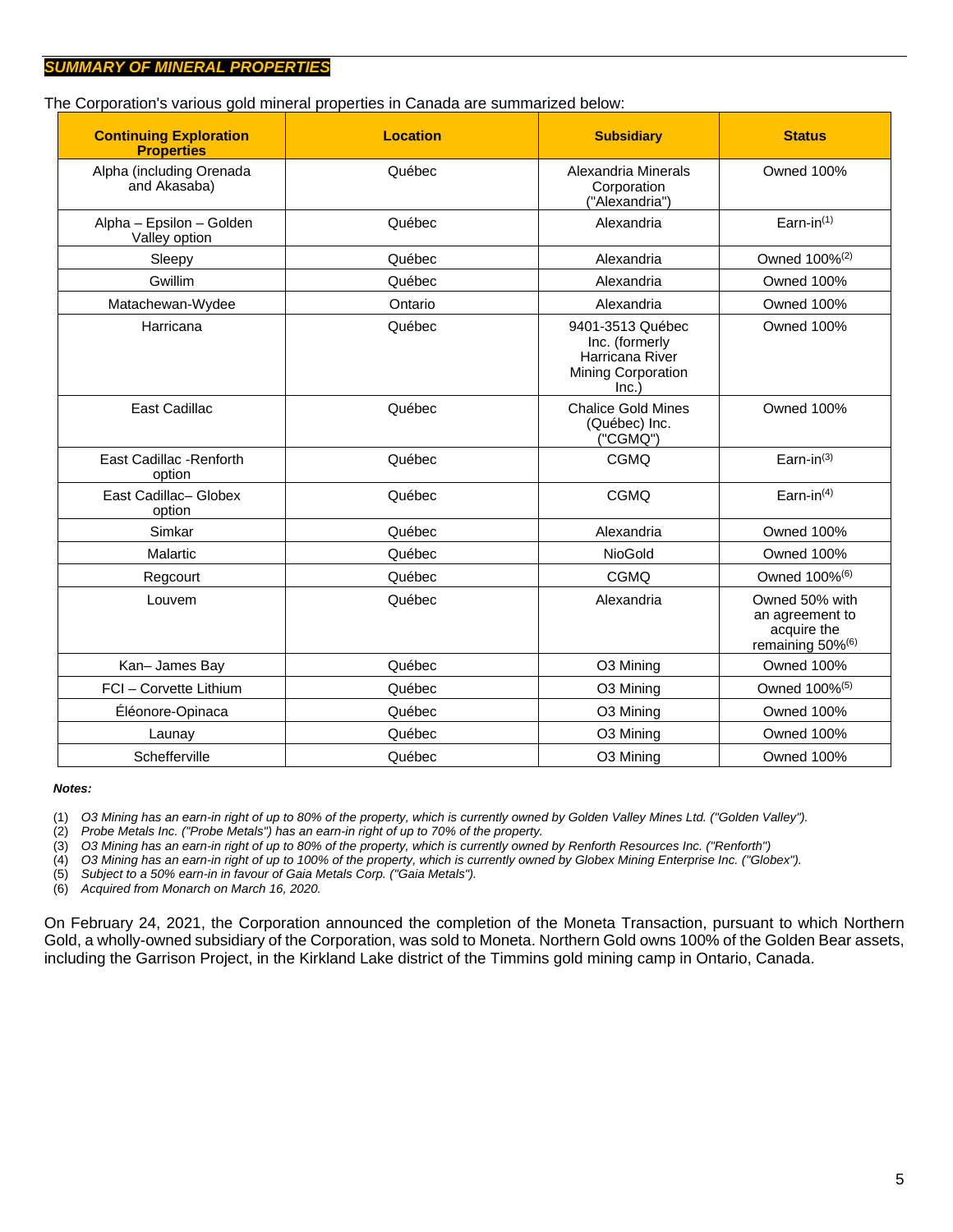## *SUMMARY OF MINERAL PROPERTIES*

The Corporation's various gold mineral properties in Canada are summarized below:

| Continuing Exploration Properties | Location | Subsidiary | Status |
|---|---|---|---|
| Alpha (including Orenada and Akasaba) | Québec | Alexandria Minerals Corporation ("Alexandria") | Owned 100% |
| Alpha – Epsilon – Golden Valley option | Québec | Alexandria | Earn-in[(1)] |
| Sleepy | Québec | Alexandria | Owned 100%[(2)] |
| Gwillim | Québec | Alexandria | Owned 100% |
| Matachewan-Wydee | Ontario | Alexandria | Owned 100% |
| Harricana | Québec | 9401-3513 Québec Inc. (formerly Harricana River Mining Corporation Inc.) | Owned 100% |
| East Cadillac | Québec | Chalice Gold Mines (Québec) Inc. ("CGMQ") | Owned 100% |
| East Cadillac -Renforth option | Québec | CGMQ | Earn-in[(3)] |
| East Cadillac– Globex option | Québec | CGMQ | Earn-in[(4)] |
| Simkar | Québec | Alexandria | Owned 100% |
| Malartic | Québec | NioGold | Owned 100% |
| Regcourt | Québec | CGMQ | Owned 100%[(6)] |
| Louvem | Québec | Alexandria | Owned 50% with an agreement to acquire the remaining 50%[(6)] |
| Kan– James Bay | Québec | O3 Mining | Owned 100% |
| FCI – Corvette Lithium | Québec | O3 Mining | Owned 100%[(5)] |
| Éléonore-Opinaca | Québec | O3 Mining | Owned 100% |
| Launay | Québec | O3 Mining | Owned 100% |
| Schefferville | Québec | O3 Mining | Owned 100% |

***Notes:***

(1) *O3 Mining has an earn-in right of up to 80% of the property, which is currently owned by Golden Valley Mines Ltd. ("Golden Valley").*
(2) *Probe Metals Inc. ("Probe Metals") has an earn-in right of up to 70% of the property.*
(3) *O3 Mining has an earn-in right of up to 80% of the property, which is currently owned by Renforth Resources Inc. ("Renforth")*
(4) *O3 Mining has an earn-in right of up to 100% of the property, which is currently owned by Globex Mining Enterprise Inc. ("Globex").*
(5) *Subject to a 50% earn-in in favour of Gaia Metals Corp. ("Gaia Metals").*
(6) *Acquired from Monarch on March 16, 2020.*

On February 24, 2021, the Corporation announced the completion of the Moneta Transaction, pursuant to which Northern Gold, a wholly-owned subsidiary of the Corporation, was sold to Moneta. Northern Gold owns 100% of the Golden Bear assets, including the Garrison Project, in the Kirkland Lake district of the Timmins gold mining camp in Ontario, Canada.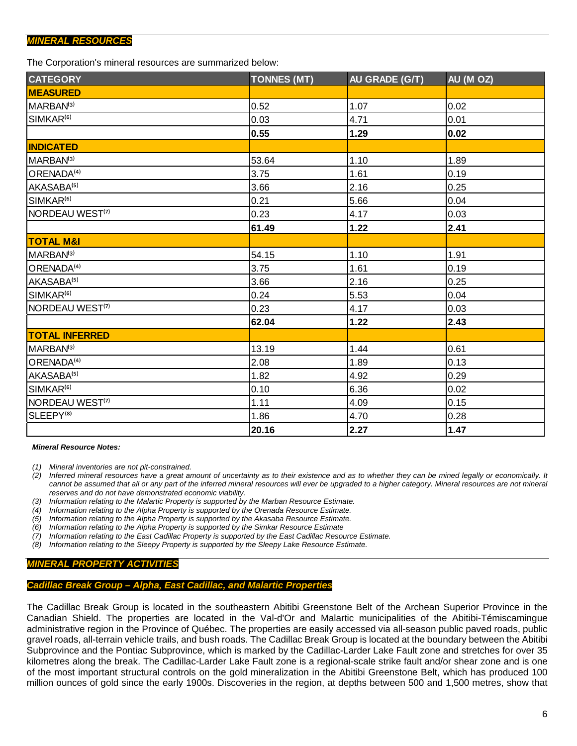## *MINERAL RESOURCES*

The Corporation's mineral resources are summarized below:

| CATEGORY | TONNES (MT) | AU GRADE (G/T) | AU (M OZ) |
|---|---|---|---|
| **MEASURED** | | | |
| MARBAN[3] | 0.52 | 1.07 | 0.02 |
| SIMKAR[6] | 0.03 | 4.71 | 0.01 |
| | **0.55** | **1.29** | **0.02** |
| **INDICATED** | | | |
| MARBAN[3] | 53.64 | 1.10 | 1.89 |
| ORENADA[4] | 3.75 | 1.61 | 0.19 |
| AKASABA[5] | 3.66 | 2.16 | 0.25 |
| SIMKAR[6] | 0.21 | 5.66 | 0.04 |
| NORDEAU WEST[7] | 0.23 | 4.17 | 0.03 |
| | **61.49** | **1.22** | **2.41** |
| **TOTAL M&I** | | | |
| MARBAN[3] | 54.15 | 1.10 | 1.91 |
| ORENADA[4] | 3.75 | 1.61 | 0.19 |
| AKASABA[5] | 3.66 | 2.16 | 0.25 |
| SIMKAR[6] | 0.24 | 5.53 | 0.04 |
| NORDEAU WEST[7] | 0.23 | 4.17 | 0.03 |
| | **62.04** | **1.22** | **2.43** |
| **TOTAL INFERRED** | | | |
| MARBAN[3] | 13.19 | 1.44 | 0.61 |
| ORENADA[4] | 2.08 | 1.89 | 0.13 |
| AKASABA[5] | 1.82 | 4.92 | 0.29 |
| SIMKAR[6] | 0.10 | 6.36 | 0.02 |
| NORDEAU WEST[7] | 1.11 | 4.09 | 0.15 |
| SLEEPY[8] | 1.86 | 4.70 | 0.28 |
| | **20.16** | **2.27** | **1.47** |

***Mineral Resource Notes:***

*(1) Mineral inventories are not pit-constrained.*
*(2) Inferred mineral resources have a great amount of uncertainty as to their existence and as to whether they can be mined legally or economically. It cannot be assumed that all or any part of the inferred mineral resources will ever be upgraded to a higher category. Mineral resources are not mineral reserves and do not have demonstrated economic viability.*
*(3) Information relating to the Malartic Property is supported by the Marban Resource Estimate.*
*(4) Information relating to the Alpha Property is supported by the Orenada Resource Estimate.*
*(5) Information relating to the Alpha Property is supported by the Akasaba Resource Estimate.*
*(6) Information relating to the Alpha Property is supported by the Simkar Resource Estimate*
*(7) Information relating to the East Cadillac Property is supported by the East Cadillac Resource Estimate.*
*(8) Information relating to the Sleepy Property is supported by the Sleepy Lake Resource Estimate.*

## *MINERAL PROPERTY ACTIVITIES*

### *Cadillac Break Group – Alpha, East Cadillac, and Malartic Properties*

The Cadillac Break Group is located in the southeastern Abitibi Greenstone Belt of the Archean Superior Province in the Canadian Shield. The properties are located in the Val-d'Or and Malartic municipalities of the Abitibi-Témiscamingue administrative region in the Province of Québec. The properties are easily accessed via all-season public paved roads, public gravel roads, all-terrain vehicle trails, and bush roads. The Cadillac Break Group is located at the boundary between the Abitibi Subprovince and the Pontiac Subprovince, which is marked by the Cadillac-Larder Lake Fault zone and stretches for over 35 kilometres along the break. The Cadillac-Larder Lake Fault zone is a regional-scale strike fault and/or shear zone and is one of the most important structural controls on the gold mineralization in the Abitibi Greenstone Belt, which has produced 100 million ounces of gold since the early 1900s. Discoveries in the region, at depths between 500 and 1,500 metres, show that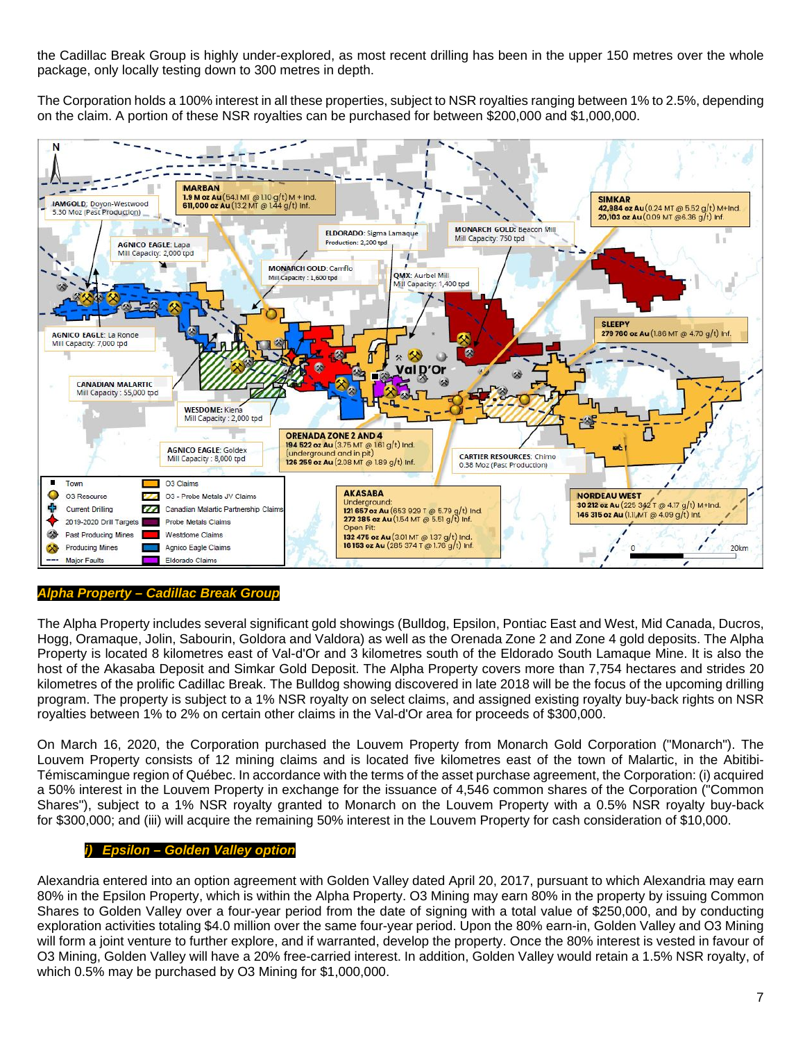the Cadillac Break Group is highly under-explored, as most recent drilling has been in the upper 150 metres over the whole package, only locally testing down to 300 metres in depth.

The Corporation holds a 100% interest in all these properties, subject to NSR royalties ranging between 1% to 2.5%, depending on the claim. A portion of these NSR royalties can be purchased for between $200,000 and $1,000,000.

***Alpha Property – Cadillac Break Group***

The Alpha Property includes several significant gold showings (Bulldog, Epsilon, Pontiac East and West, Mid Canada, Ducros, Hogg, Oramaque, Jolin, Sabourin, Goldora and Valdora) as well as the Orenada Zone 2 and Zone 4 gold deposits. The Alpha Property is located 8 kilometres east of Val-d'Or and 3 kilometres south of the Eldorado South Lamaque Mine. It is also the host of the Akasaba Deposit and Simkar Gold Deposit. The Alpha Property covers more than 7,754 hectares and strides 20 kilometres of the prolific Cadillac Break. The Bulldog showing discovered in late 2018 will be the focus of the upcoming drilling program. The property is subject to a 1% NSR royalty on select claims, and assigned existing royalty buy-back rights on NSR royalties between 1% to 2% on certain other claims in the Val-d'Or area for proceeds of $300,000.

On March 16, 2020, the Corporation purchased the Louvem Property from Monarch Gold Corporation ("Monarch"). The Louvem Property consists of 12 mining claims and is located five kilometres east of the town of Malartic, in the Abitibi-Témiscamingue region of Québec. In accordance with the terms of the asset purchase agreement, the Corporation: (i) acquired a 50% interest in the Louvem Property in exchange for the issuance of 4,546 common shares of the Corporation ("Common Shares"), subject to a 1% NSR royalty granted to Monarch on the Louvem Property with a 0.5% NSR royalty buy-back for $300,000; and (iii) will acquire the remaining 50% interest in the Louvem Property for cash consideration of $10,000.

***i) Epsilon – Golden Valley option***

Alexandria entered into an option agreement with Golden Valley dated April 20, 2017, pursuant to which Alexandria may earn 80% in the Epsilon Property, which is within the Alpha Property. O3 Mining may earn 80% in the property by issuing Common Shares to Golden Valley over a four-year period from the date of signing with a total value of $250,000, and by conducting exploration activities totaling $4.0 million over the same four-year period. Upon the 80% earn-in, Golden Valley and O3 Mining will form a joint venture to further explore, and if warranted, develop the property. Once the 80% interest is vested in favour of O3 Mining, Golden Valley will have a 20% free-carried interest. In addition, Golden Valley would retain a 1.5% NSR royalty, of which 0.5% may be purchased by O3 Mining for $1,000,000.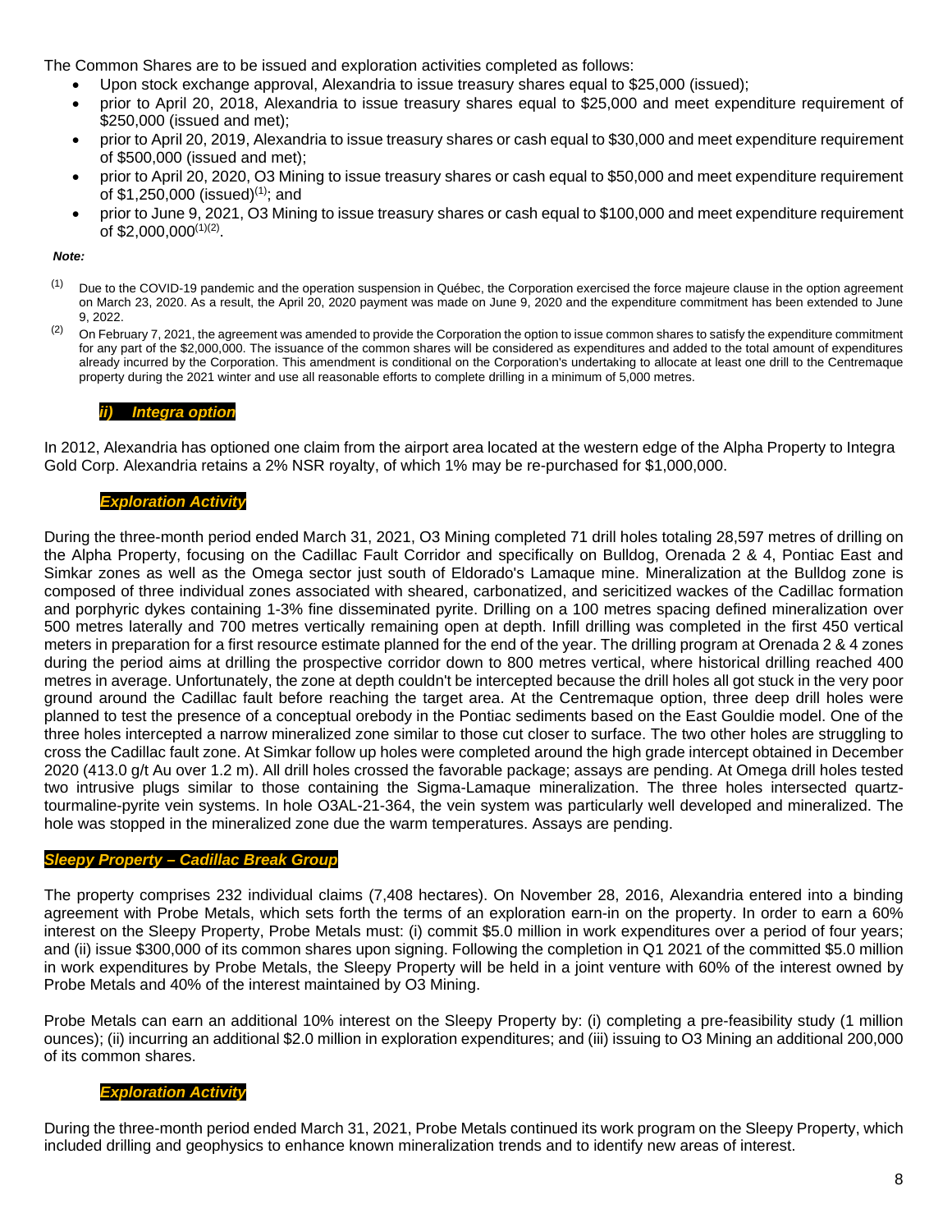The Common Shares are to be issued and exploration activities completed as follows:

- Upon stock exchange approval, Alexandria to issue treasury shares equal to $25,000 (issued);
- prior to April 20, 2018, Alexandria to issue treasury shares equal to $25,000 and meet expenditure requirement of $250,000 (issued and met);
- prior to April 20, 2019, Alexandria to issue treasury shares or cash equal to $30,000 and meet expenditure requirement of $500,000 (issued and met);
- prior to April 20, 2020, O3 Mining to issue treasury shares or cash equal to $50,000 and meet expenditure requirement of $1,250,000 (issued)[(1)]; and
- prior to June 9, 2021, O3 Mining to issue treasury shares or cash equal to $100,000 and meet expenditure requirement of $2,000,000[(1)(2)].

***Note:***

(1) Due to the COVID-19 pandemic and the operation suspension in Québec, the Corporation exercised the force majeure clause in the option agreement on March 23, 2020. As a result, the April 20, 2020 payment was made on June 9, 2020 and the expenditure commitment has been extended to June 9, 2022.

(2) On February 7, 2021, the agreement was amended to provide the Corporation the option to issue common shares to satisfy the expenditure commitment for any part of the $2,000,000. The issuance of the common shares will be considered as expenditures and added to the total amount of expenditures already incurred by the Corporation. This amendment is conditional on the Corporation's undertaking to allocate at least one drill to the Centremaque property during the 2021 winter and use all reasonable efforts to complete drilling in a minimum of 5,000 metres.

***ii) Integra option***

In 2012, Alexandria has optioned one claim from the airport area located at the western edge of the Alpha Property to Integra Gold Corp. Alexandria retains a 2% NSR royalty, of which 1% may be re-purchased for $1,000,000.

***Exploration Activity***

During the three-month period ended March 31, 2021, O3 Mining completed 71 drill holes totaling 28,597 metres of drilling on the Alpha Property, focusing on the Cadillac Fault Corridor and specifically on Bulldog, Orenada 2 & 4, Pontiac East and Simkar zones as well as the Omega sector just south of Eldorado's Lamaque mine. Mineralization at the Bulldog zone is composed of three individual zones associated with sheared, carbonatized, and sericitized wackes of the Cadillac formation and porphyric dykes containing 1-3% fine disseminated pyrite. Drilling on a 100 metres spacing defined mineralization over 500 metres laterally and 700 metres vertically remaining open at depth. Infill drilling was completed in the first 450 vertical meters in preparation for a first resource estimate planned for the end of the year. The drilling program at Orenada 2 & 4 zones during the period aims at drilling the prospective corridor down to 800 metres vertical, where historical drilling reached 400 metres in average. Unfortunately, the zone at depth couldn't be intercepted because the drill holes all got stuck in the very poor ground around the Cadillac fault before reaching the target area. At the Centremaque option, three deep drill holes were planned to test the presence of a conceptual orebody in the Pontiac sediments based on the East Gouldie model. One of the three holes intercepted a narrow mineralized zone similar to those cut closer to surface. The two other holes are struggling to cross the Cadillac fault zone. At Simkar follow up holes were completed around the high grade intercept obtained in December 2020 (413.0 g/t Au over 1.2 m). All drill holes crossed the favorable package; assays are pending. At Omega drill holes tested two intrusive plugs similar to those containing the Sigma-Lamaque mineralization. The three holes intersected quartz-tourmaline-pyrite vein systems. In hole O3AL-21-364, the vein system was particularly well developed and mineralized. The hole was stopped in the mineralized zone due the warm temperatures. Assays are pending.

***Sleepy Property – Cadillac Break Group***

The property comprises 232 individual claims (7,408 hectares). On November 28, 2016, Alexandria entered into a binding agreement with Probe Metals, which sets forth the terms of an exploration earn-in on the property. In order to earn a 60% interest on the Sleepy Property, Probe Metals must: (i) commit $5.0 million in work expenditures over a period of four years; and (ii) issue $300,000 of its common shares upon signing. Following the completion in Q1 2021 of the committed $5.0 million in work expenditures by Probe Metals, the Sleepy Property will be held in a joint venture with 60% of the interest owned by Probe Metals and 40% of the interest maintained by O3 Mining.

Probe Metals can earn an additional 10% interest on the Sleepy Property by: (i) completing a pre-feasibility study (1 million ounces); (ii) incurring an additional $2.0 million in exploration expenditures; and (iii) issuing to O3 Mining an additional 200,000 of its common shares.

***Exploration Activity***

During the three-month period ended March 31, 2021, Probe Metals continued its work program on the Sleepy Property, which included drilling and geophysics to enhance known mineralization trends and to identify new areas of interest.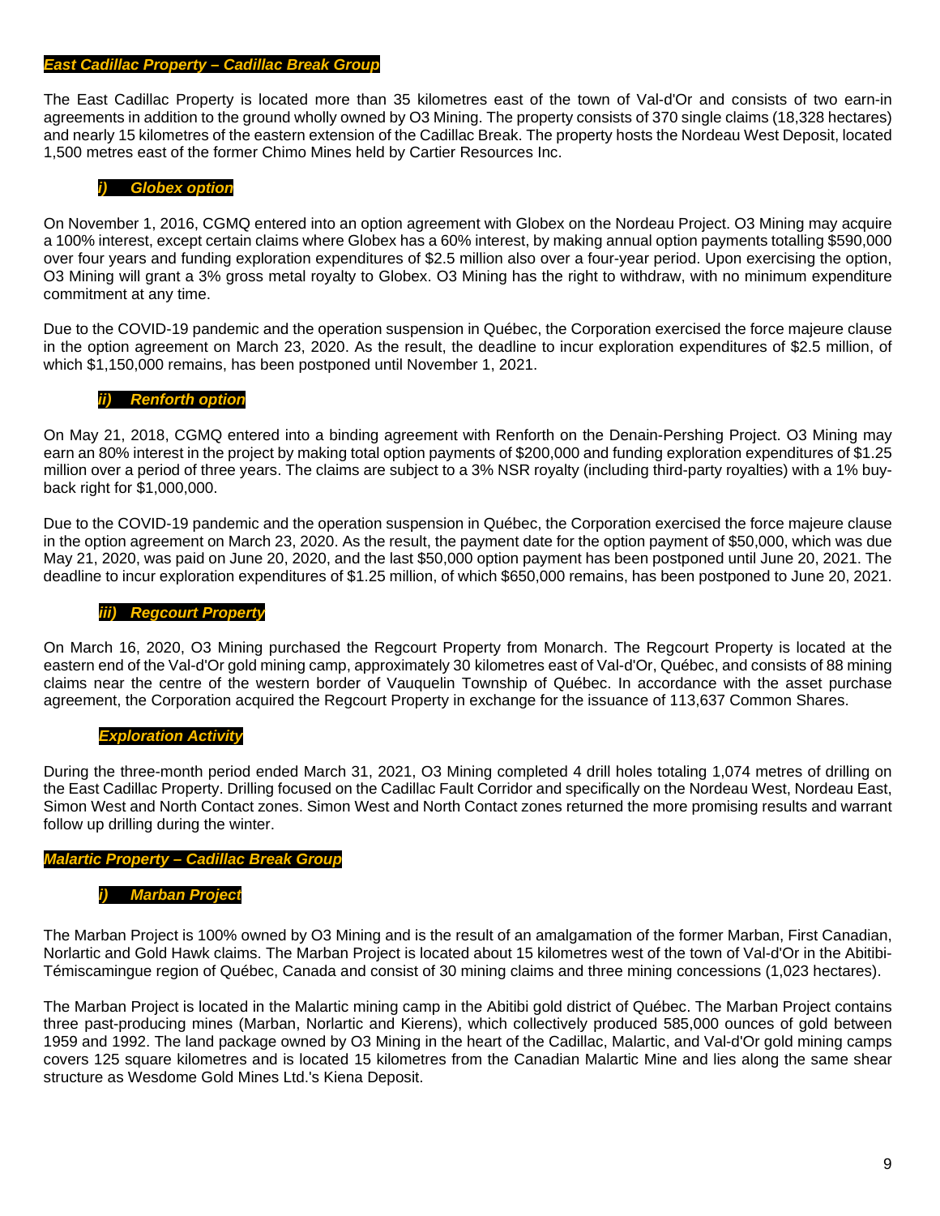### *East Cadillac Property – Cadillac Break Group*

The East Cadillac Property is located more than 35 kilometres east of the town of Val-d'Or and consists of two earn-in agreements in addition to the ground wholly owned by O3 Mining. The property consists of 370 single claims (18,328 hectares) and nearly 15 kilometres of the eastern extension of the Cadillac Break. The property hosts the Nordeau West Deposit, located 1,500 metres east of the former Chimo Mines held by Cartier Resources Inc.

#### *i) Globex option*

On November 1, 2016, CGMQ entered into an option agreement with Globex on the Nordeau Project. O3 Mining may acquire a 100% interest, except certain claims where Globex has a 60% interest, by making annual option payments totalling $590,000 over four years and funding exploration expenditures of $2.5 million also over a four-year period. Upon exercising the option, O3 Mining will grant a 3% gross metal royalty to Globex. O3 Mining has the right to withdraw, with no minimum expenditure commitment at any time.

Due to the COVID-19 pandemic and the operation suspension in Québec, the Corporation exercised the force majeure clause in the option agreement on March 23, 2020. As the result, the deadline to incur exploration expenditures of $2.5 million, of which $1,150,000 remains, has been postponed until November 1, 2021.

#### *ii) Renforth option*

On May 21, 2018, CGMQ entered into a binding agreement with Renforth on the Denain-Pershing Project. O3 Mining may earn an 80% interest in the project by making total option payments of $200,000 and funding exploration expenditures of $1.25 million over a period of three years. The claims are subject to a 3% NSR royalty (including third-party royalties) with a 1% buy-back right for $1,000,000.

Due to the COVID-19 pandemic and the operation suspension in Québec, the Corporation exercised the force majeure clause in the option agreement on March 23, 2020. As the result, the payment date for the option payment of $50,000, which was due May 21, 2020, was paid on June 20, 2020, and the last $50,000 option payment has been postponed until June 20, 2021. The deadline to incur exploration expenditures of $1.25 million, of which $650,000 remains, has been postponed to June 20, 2021.

#### *iii) Regcourt Property*

On March 16, 2020, O3 Mining purchased the Regcourt Property from Monarch. The Regcourt Property is located at the eastern end of the Val-d'Or gold mining camp, approximately 30 kilometres east of Val-d'Or, Québec, and consists of 88 mining claims near the centre of the western border of Vauquelin Township of Québec. In accordance with the asset purchase agreement, the Corporation acquired the Regcourt Property in exchange for the issuance of 113,637 Common Shares.

#### *Exploration Activity*

During the three-month period ended March 31, 2021, O3 Mining completed 4 drill holes totaling 1,074 metres of drilling on the East Cadillac Property. Drilling focused on the Cadillac Fault Corridor and specifically on the Nordeau West, Nordeau East, Simon West and North Contact zones. Simon West and North Contact zones returned the more promising results and warrant follow up drilling during the winter.

### *Malartic Property – Cadillac Break Group*

#### *i) Marban Project*

The Marban Project is 100% owned by O3 Mining and is the result of an amalgamation of the former Marban, First Canadian, Norlartic and Gold Hawk claims. The Marban Project is located about 15 kilometres west of the town of Val-d'Or in the Abitibi-Témiscamingue region of Québec, Canada and consist of 30 mining claims and three mining concessions (1,023 hectares).

The Marban Project is located in the Malartic mining camp in the Abitibi gold district of Québec. The Marban Project contains three past-producing mines (Marban, Norlartic and Kierens), which collectively produced 585,000 ounces of gold between 1959 and 1992. The land package owned by O3 Mining in the heart of the Cadillac, Malartic, and Val-d'Or gold mining camps covers 125 square kilometres and is located 15 kilometres from the Canadian Malartic Mine and lies along the same shear structure as Wesdome Gold Mines Ltd.'s Kiena Deposit.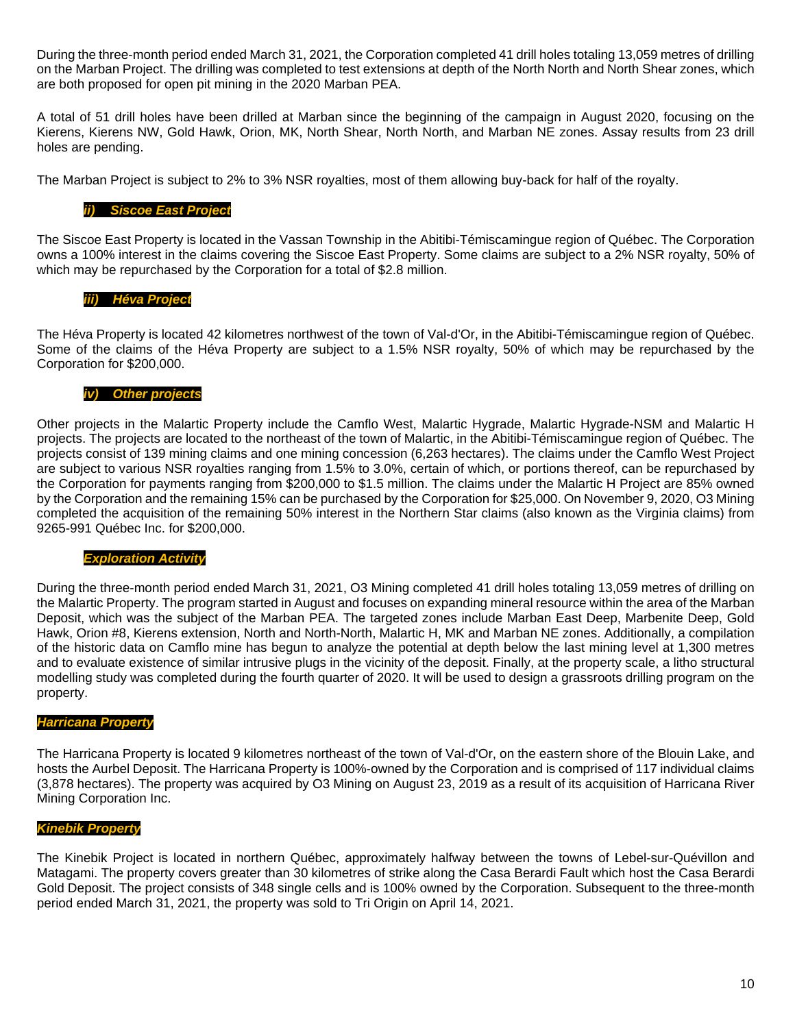During the three-month period ended March 31, 2021, the Corporation completed 41 drill holes totaling 13,059 metres of drilling on the Marban Project. The drilling was completed to test extensions at depth of the North North and North Shear zones, which are both proposed for open pit mining in the 2020 Marban PEA.

A total of 51 drill holes have been drilled at Marban since the beginning of the campaign in August 2020, focusing on the Kierens, Kierens NW, Gold Hawk, Orion, MK, North Shear, North North, and Marban NE zones. Assay results from 23 drill holes are pending.

The Marban Project is subject to 2% to 3% NSR royalties, most of them allowing buy-back for half of the royalty.

#### *ii) Siscoe East Project*

The Siscoe East Property is located in the Vassan Township in the Abitibi-Témiscamingue region of Québec. The Corporation owns a 100% interest in the claims covering the Siscoe East Property. Some claims are subject to a 2% NSR royalty, 50% of which may be repurchased by the Corporation for a total of $2.8 million.

#### *iii) Héva Project*

The Héva Property is located 42 kilometres northwest of the town of Val-d'Or, in the Abitibi-Témiscamingue region of Québec. Some of the claims of the Héva Property are subject to a 1.5% NSR royalty, 50% of which may be repurchased by the Corporation for $200,000.

#### *iv) Other projects*

Other projects in the Malartic Property include the Camflo West, Malartic Hygrade, Malartic Hygrade-NSM and Malartic H projects. The projects are located to the northeast of the town of Malartic, in the Abitibi-Témiscamingue region of Québec. The projects consist of 139 mining claims and one mining concession (6,263 hectares). The claims under the Camflo West Project are subject to various NSR royalties ranging from 1.5% to 3.0%, certain of which, or portions thereof, can be repurchased by the Corporation for payments ranging from $200,000 to $1.5 million. The claims under the Malartic H Project are 85% owned by the Corporation and the remaining 15% can be purchased by the Corporation for $25,000. On November 9, 2020, O3 Mining completed the acquisition of the remaining 50% interest in the Northern Star claims (also known as the Virginia claims) from 9265-991 Québec Inc. for $200,000.

#### *Exploration Activity*

During the three-month period ended March 31, 2021, O3 Mining completed 41 drill holes totaling 13,059 metres of drilling on the Malartic Property. The program started in August and focuses on expanding mineral resource within the area of the Marban Deposit, which was the subject of the Marban PEA. The targeted zones include Marban East Deep, Marbenite Deep, Gold Hawk, Orion #8, Kierens extension, North and North-North, Malartic H, MK and Marban NE zones. Additionally, a compilation of the historic data on Camflo mine has begun to analyze the potential at depth below the last mining level at 1,300 metres and to evaluate existence of similar intrusive plugs in the vicinity of the deposit. Finally, at the property scale, a litho structural modelling study was completed during the fourth quarter of 2020. It will be used to design a grassroots drilling program on the property.

### *Harricana Property*

The Harricana Property is located 9 kilometres northeast of the town of Val-d'Or, on the eastern shore of the Blouin Lake, and hosts the Aurbel Deposit. The Harricana Property is 100%-owned by the Corporation and is comprised of 117 individual claims (3,878 hectares). The property was acquired by O3 Mining on August 23, 2019 as a result of its acquisition of Harricana River Mining Corporation Inc.

### *Kinebik Property*

The Kinebik Project is located in northern Québec, approximately halfway between the towns of Lebel-sur-Quévillon and Matagami. The property covers greater than 30 kilometres of strike along the Casa Berardi Fault which host the Casa Berardi Gold Deposit. The project consists of 348 single cells and is 100% owned by the Corporation. Subsequent to the three-month period ended March 31, 2021, the property was sold to Tri Origin on April 14, 2021.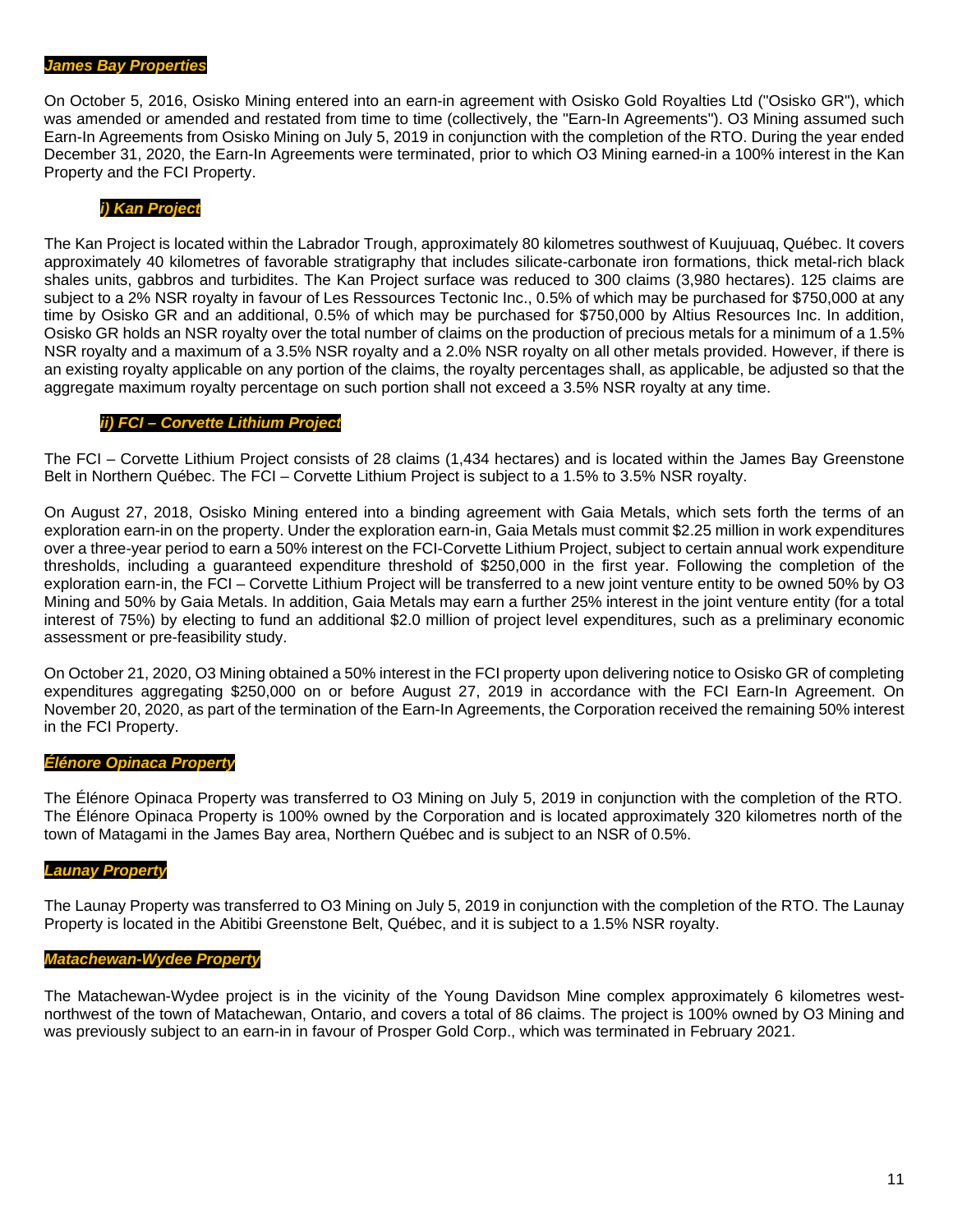### ***James Bay Properties***

On October 5, 2016, Osisko Mining entered into an earn-in agreement with Osisko Gold Royalties Ltd ("Osisko GR"), which was amended or amended and restated from time to time (collectively, the "Earn-In Agreements"). O3 Mining assumed such Earn-In Agreements from Osisko Mining on July 5, 2019 in conjunction with the completion of the RTO. During the year ended December 31, 2020, the Earn-In Agreements were terminated, prior to which O3 Mining earned-in a 100% interest in the Kan Property and the FCI Property.

#### ***i) Kan Project***

The Kan Project is located within the Labrador Trough, approximately 80 kilometres southwest of Kuujuuaq, Québec. It covers approximately 40 kilometres of favorable stratigraphy that includes silicate-carbonate iron formations, thick metal-rich black shales units, gabbros and turbidites. The Kan Project surface was reduced to 300 claims (3,980 hectares). 125 claims are subject to a 2% NSR royalty in favour of Les Ressources Tectonic Inc., 0.5% of which may be purchased for $750,000 at any time by Osisko GR and an additional, 0.5% of which may be purchased for $750,000 by Altius Resources Inc. In addition, Osisko GR holds an NSR royalty over the total number of claims on the production of precious metals for a minimum of a 1.5% NSR royalty and a maximum of a 3.5% NSR royalty and a 2.0% NSR royalty on all other metals provided. However, if there is an existing royalty applicable on any portion of the claims, the royalty percentages shall, as applicable, be adjusted so that the aggregate maximum royalty percentage on such portion shall not exceed a 3.5% NSR royalty at any time.

#### ***ii) FCI – Corvette Lithium Project***

The FCI – Corvette Lithium Project consists of 28 claims (1,434 hectares) and is located within the James Bay Greenstone Belt in Northern Québec. The FCI – Corvette Lithium Project is subject to a 1.5% to 3.5% NSR royalty.

On August 27, 2018, Osisko Mining entered into a binding agreement with Gaia Metals, which sets forth the terms of an exploration earn-in on the property. Under the exploration earn-in, Gaia Metals must commit $2.25 million in work expenditures over a three-year period to earn a 50% interest on the FCI-Corvette Lithium Project, subject to certain annual work expenditure thresholds, including a guaranteed expenditure threshold of $250,000 in the first year. Following the completion of the exploration earn-in, the FCI – Corvette Lithium Project will be transferred to a new joint venture entity to be owned 50% by O3 Mining and 50% by Gaia Metals. In addition, Gaia Metals may earn a further 25% interest in the joint venture entity (for a total interest of 75%) by electing to fund an additional $2.0 million of project level expenditures, such as a preliminary economic assessment or pre-feasibility study.

On October 21, 2020, O3 Mining obtained a 50% interest in the FCI property upon delivering notice to Osisko GR of completing expenditures aggregating $250,000 on or before August 27, 2019 in accordance with the FCI Earn-In Agreement. On November 20, 2020, as part of the termination of the Earn-In Agreements, the Corporation received the remaining 50% interest in the FCI Property.

### ***Éléonore Opinaca Property***

The Éléonore Opinaca Property was transferred to O3 Mining on July 5, 2019 in conjunction with the completion of the RTO. The Éléonore Opinaca Property is 100% owned by the Corporation and is located approximately 320 kilometres north of the town of Matagami in the James Bay area, Northern Québec and is subject to an NSR of 0.5%.

### ***Launay Property***

The Launay Property was transferred to O3 Mining on July 5, 2019 in conjunction with the completion of the RTO. The Launay Property is located in the Abitibi Greenstone Belt, Québec, and it is subject to a 1.5% NSR royalty.

### ***Matachewan-Wydee Property***

The Matachewan-Wydee project is in the vicinity of the Young Davidson Mine complex approximately 6 kilometres west-northwest of the town of Matachewan, Ontario, and covers a total of 86 claims. The project is 100% owned by O3 Mining and was previously subject to an earn-in in favour of Prosper Gold Corp., which was terminated in February 2021.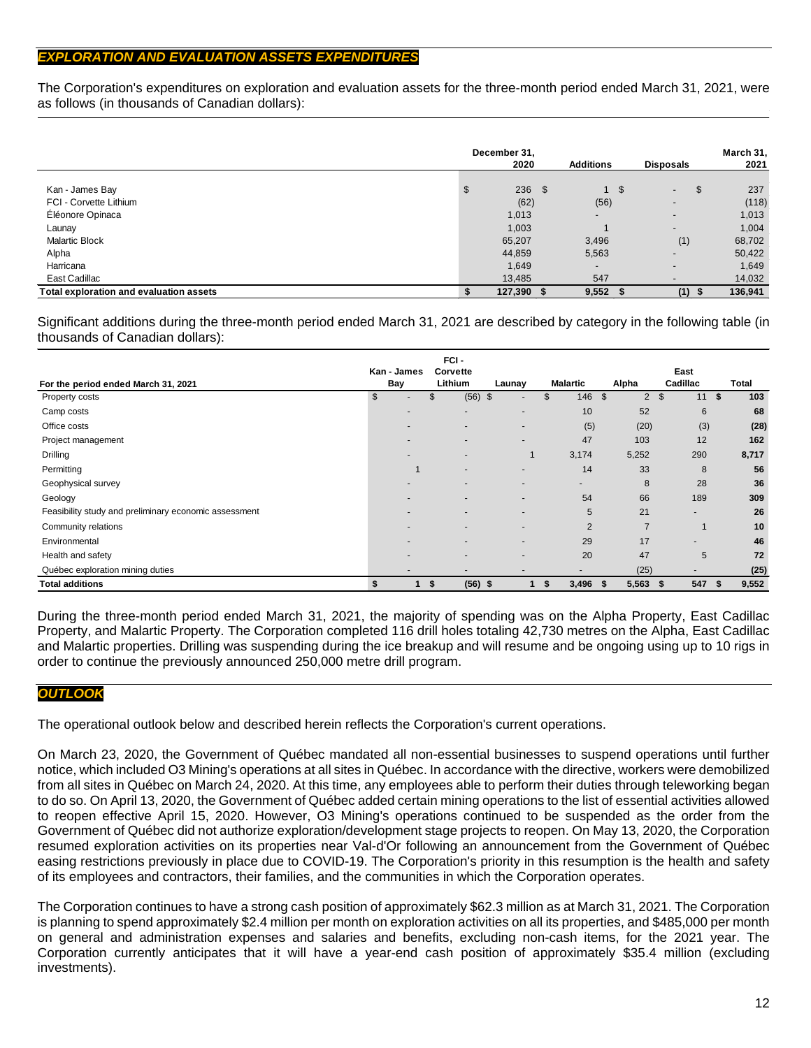## *EXPLORATION AND EVALUATION ASSETS EXPENDITURES*

The Corporation's expenditures on exploration and evaluation assets for the three-month period ended March 31, 2021, were as follows (in thousands of Canadian dollars):

| | December 31, 2020 | Additions | Disposals | March 31, 2021 |
|---|---|---|---|---|
| Kan - James Bay | $ 236 | $ 1 | $ - | $ 237 |
| FCI - Corvette Lithium | (62) | (56) | - | (118) |
| Éléonore Opinaca | 1,013 | - | - | 1,013 |
| Launay | 1,003 | 1 | - | 1,004 |
| Malartic Block | 65,207 | 3,496 | (1) | 68,702 |
| Alpha | 44,859 | 5,563 | - | 50,422 |
| Harricana | 1,649 | - | - | 1,649 |
| East Cadillac | 13,485 | 547 | - | 14,032 |
| **Total exploration and evaluation assets** | **$ 127,390** | **$ 9,552** | **$ (1)** | **$ 136,941** |

Significant additions during the three-month period ended March 31, 2021 are described by category in the following table (in thousands of Canadian dollars):

| For the period ended March 31, 2021 | Kan - James Bay | FCI - Corvette Lithium | Launay | Malartic | Alpha | East Cadillac | Total |
|---|---|---|---|---|---|---|---|
| Property costs | $ - | $ (56) | $ - | $ 146 | $ 2 | $ 11 | **$ 103** |
| Camp costs | - | - | - | 10 | 52 | 6 | **68** |
| Office costs | - | - | - | (5) | (20) | (3) | **(28)** |
| Project management | - | - | - | 47 | 103 | 12 | **162** |
| Drilling | - | - | 1 | 3,174 | 5,252 | 290 | **8,717** |
| Permitting | 1 | - | - | 14 | 33 | 8 | **56** |
| Geophysical survey | - | - | - | - | 8 | 28 | **36** |
| Geology | - | - | - | 54 | 66 | 189 | **309** |
| Feasibility study and preliminary economic assessment | - | - | - | 5 | 21 | - | **26** |
| Community relations | - | - | - | 2 | 7 | 1 | **10** |
| Environmental | - | - | - | 29 | 17 | - | **46** |
| Health and safety | - | - | - | 20 | 47 | 5 | **72** |
| Québec exploration mining duties | - | - | - | - | (25) | - | **(25)** |
| **Total additions** | **$ 1** | **$ (56)** | **$ 1** | **$ 3,496** | **$ 5,563** | **$ 547** | **$ 9,552** |

During the three-month period ended March 31, 2021, the majority of spending was on the Alpha Property, East Cadillac Property, and Malartic Property. The Corporation completed 116 drill holes totaling 42,730 metres on the Alpha, East Cadillac and Malartic properties. Drilling was suspending during the ice breakup and will resume and be ongoing using up to 10 rigs in order to continue the previously announced 250,000 metre drill program.

## *OUTLOOK*

The operational outlook below and described herein reflects the Corporation's current operations.

On March 23, 2020, the Government of Québec mandated all non-essential businesses to suspend operations until further notice, which included O3 Mining's operations at all sites in Québec. In accordance with the directive, workers were demobilized from all sites in Québec on March 24, 2020. At this time, any employees able to perform their duties through teleworking began to do so. On April 13, 2020, the Government of Québec added certain mining operations to the list of essential activities allowed to reopen effective April 15, 2020. However, O3 Mining's operations continued to be suspended as the order from the Government of Québec did not authorize exploration/development stage projects to reopen. On May 13, 2020, the Corporation resumed exploration activities on its properties near Val-d'Or following an announcement from the Government of Québec easing restrictions previously in place due to COVID-19. The Corporation's priority in this resumption is the health and safety of its employees and contractors, their families, and the communities in which the Corporation operates.

The Corporation continues to have a strong cash position of approximately $62.3 million as at March 31, 2021. The Corporation is planning to spend approximately $2.4 million per month on exploration activities on all its properties, and $485,000 per month on general and administration expenses and salaries and benefits, excluding non-cash items, for the 2021 year. The Corporation currently anticipates that it will have a year-end cash position of approximately $35.4 million (excluding investments).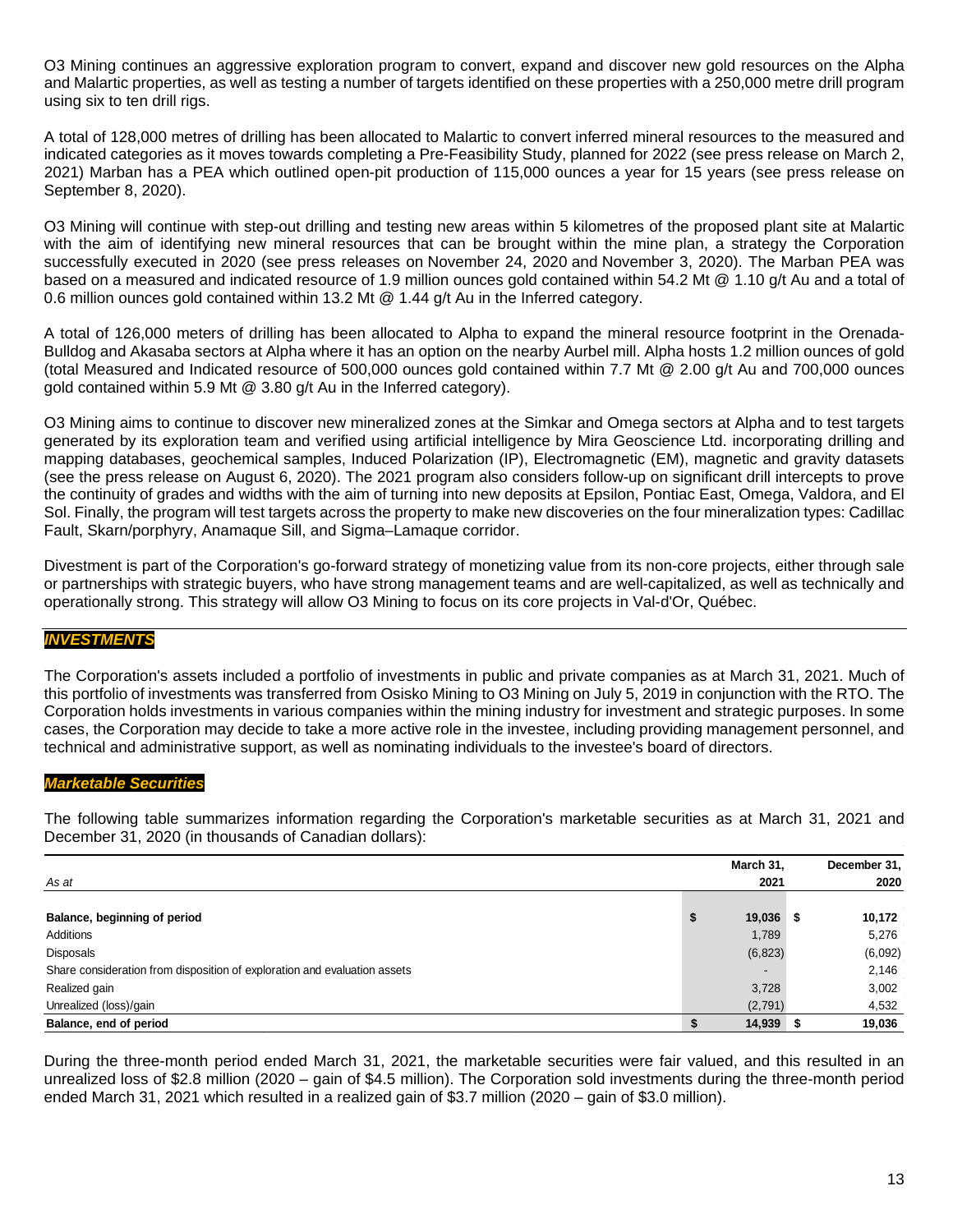O3 Mining continues an aggressive exploration program to convert, expand and discover new gold resources on the Alpha and Malartic properties, as well as testing a number of targets identified on these properties with a 250,000 metre drill program using six to ten drill rigs.

A total of 128,000 metres of drilling has been allocated to Malartic to convert inferred mineral resources to the measured and indicated categories as it moves towards completing a Pre-Feasibility Study, planned for 2022 (see press release on March 2, 2021) Marban has a PEA which outlined open-pit production of 115,000 ounces a year for 15 years (see press release on September 8, 2020).

O3 Mining will continue with step-out drilling and testing new areas within 5 kilometres of the proposed plant site at Malartic with the aim of identifying new mineral resources that can be brought within the mine plan, a strategy the Corporation successfully executed in 2020 (see press releases on November 24, 2020 and November 3, 2020). The Marban PEA was based on a measured and indicated resource of 1.9 million ounces gold contained within 54.2 Mt @ 1.10 g/t Au and a total of 0.6 million ounces gold contained within 13.2 Mt @ 1.44 g/t Au in the Inferred category.

A total of 126,000 meters of drilling has been allocated to Alpha to expand the mineral resource footprint in the Orenada-Bulldog and Akasaba sectors at Alpha where it has an option on the nearby Aurbel mill. Alpha hosts 1.2 million ounces of gold (total Measured and Indicated resource of 500,000 ounces gold contained within 7.7 Mt @ 2.00 g/t Au and 700,000 ounces gold contained within 5.9 Mt @ 3.80 g/t Au in the Inferred category).

O3 Mining aims to continue to discover new mineralized zones at the Simkar and Omega sectors at Alpha and to test targets generated by its exploration team and verified using artificial intelligence by Mira Geoscience Ltd. incorporating drilling and mapping databases, geochemical samples, Induced Polarization (IP), Electromagnetic (EM), magnetic and gravity datasets (see the press release on August 6, 2020). The 2021 program also considers follow-up on significant drill intercepts to prove the continuity of grades and widths with the aim of turning into new deposits at Epsilon, Pontiac East, Omega, Valdora, and El Sol. Finally, the program will test targets across the property to make new discoveries on the four mineralization types: Cadillac Fault, Skarn/porphyry, Anamaque Sill, and Sigma–Lamaque corridor.

Divestment is part of the Corporation's go-forward strategy of monetizing value from its non-core projects, either through sale or partnerships with strategic buyers, who have strong management teams and are well-capitalized, as well as technically and operationally strong. This strategy will allow O3 Mining to focus on its core projects in Val-d'Or, Québec.

## *INVESTMENTS*

The Corporation's assets included a portfolio of investments in public and private companies as at March 31, 2021. Much of this portfolio of investments was transferred from Osisko Mining to O3 Mining on July 5, 2019 in conjunction with the RTO. The Corporation holds investments in various companies within the mining industry for investment and strategic purposes. In some cases, the Corporation may decide to take a more active role in the investee, including providing management personnel, and technical and administrative support, as well as nominating individuals to the investee's board of directors.

### *Marketable Securities*

The following table summarizes information regarding the Corporation's marketable securities as at March 31, 2021 and December 31, 2020 (in thousands of Canadian dollars):

| *As at* | March 31, 2021 | December 31, 2020 |
|---|---|---|
| **Balance, beginning of period** | **$ 19,036** | **$ 10,172** |
| Additions | 1,789 | 5,276 |
| Disposals | (6,823) | (6,092) |
| Share consideration from disposition of exploration and evaluation assets | - | 2,146 |
| Realized gain | 3,728 | 3,002 |
| Unrealized (loss)/gain | (2,791) | 4,532 |
| **Balance, end of period** | **$ 14,939** | **$ 19,036** |

During the three-month period ended March 31, 2021, the marketable securities were fair valued, and this resulted in an unrealized loss of $2.8 million (2020 – gain of $4.5 million). The Corporation sold investments during the three-month period ended March 31, 2021 which resulted in a realized gain of $3.7 million (2020 – gain of $3.0 million).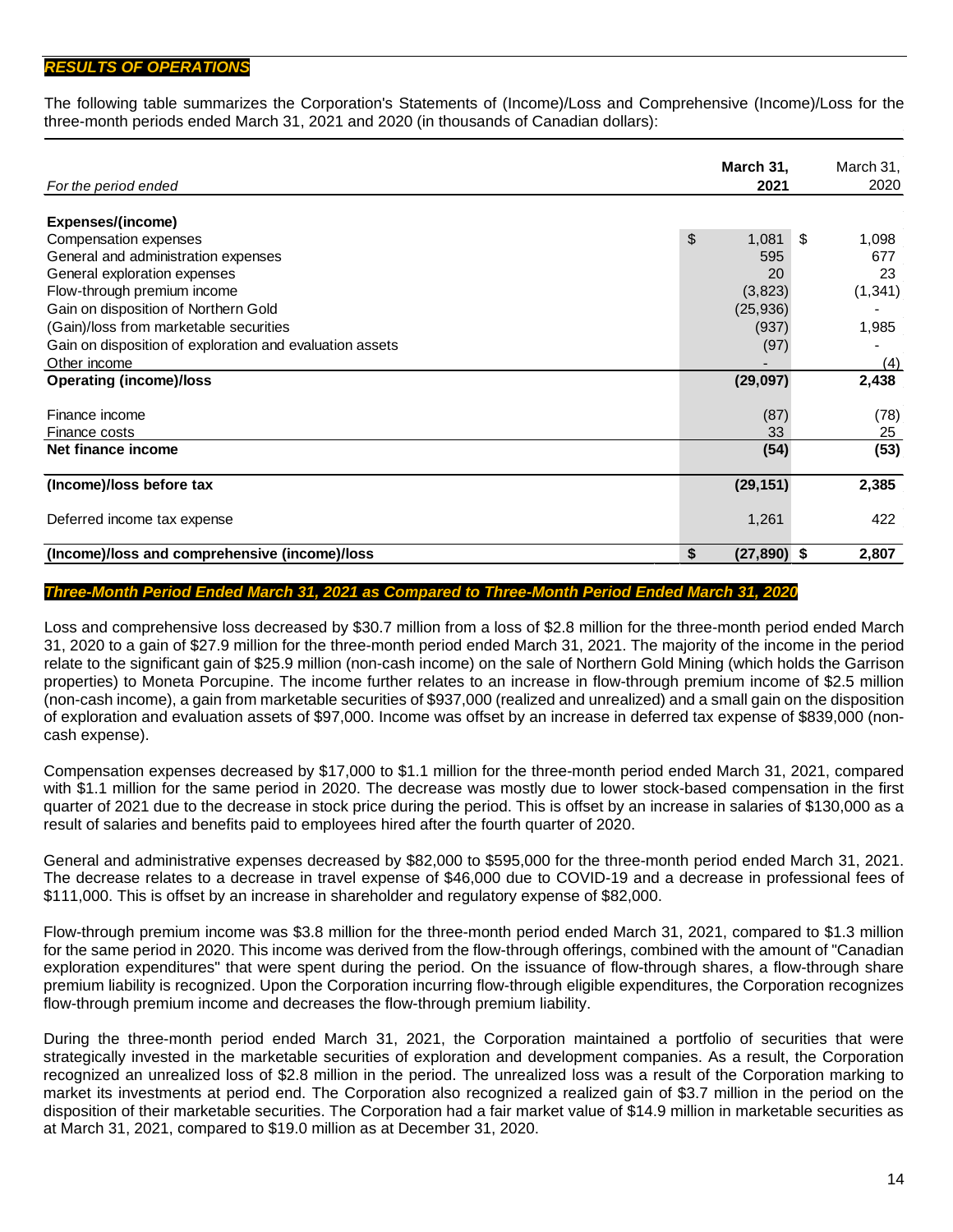## *RESULTS OF OPERATIONS*

The following table summarizes the Corporation's Statements of (Income)/Loss and Comprehensive (Income)/Loss for the three-month periods ended March 31, 2021 and 2020 (in thousands of Canadian dollars):

| *For the period ended* | **March 31, 2021** | March 31, 2020 |
|---|---|---|
| **Expenses/(income)** | | |
| Compensation expenses | $ 1,081 | $ 1,098 |
| General and administration expenses | 595 | 677 |
| General exploration expenses | 20 | 23 |
| Flow-through premium income | (3,823) | (1,341) |
| Gain on disposition of Northern Gold | (25,936) | - |
| (Gain)/loss from marketable securities | (937) | 1,985 |
| Gain on disposition of exploration and evaluation assets | (97) | - |
| Other income | - | (4) |
| **Operating (income)/loss** | **(29,097)** | **2,438** |
| Finance income | (87) | (78) |
| Finance costs | 33 | 25 |
| **Net finance income** | **(54)** | **(53)** |
| **(Income)/loss before tax** | **(29,151)** | **2,385** |
| Deferred income tax expense | 1,261 | 422 |
| **(Income)/loss and comprehensive (income)/loss** | **$ (27,890)** | **$ 2,807** |

### *Three-Month Period Ended March 31, 2021 as Compared to Three-Month Period Ended March 31, 2020*

Loss and comprehensive loss decreased by $30.7 million from a loss of $2.8 million for the three-month period ended March 31, 2020 to a gain of $27.9 million for the three-month period ended March 31, 2021. The majority of the income in the period relate to the significant gain of $25.9 million (non-cash income) on the sale of Northern Gold Mining (which holds the Garrison properties) to Moneta Porcupine. The income further relates to an increase in flow-through premium income of $2.5 million (non-cash income), a gain from marketable securities of $937,000 (realized and unrealized) and a small gain on the disposition of exploration and evaluation assets of $97,000. Income was offset by an increase in deferred tax expense of $839,000 (non-cash expense).

Compensation expenses decreased by $17,000 to $1.1 million for the three-month period ended March 31, 2021, compared with $1.1 million for the same period in 2020. The decrease was mostly due to lower stock-based compensation in the first quarter of 2021 due to the decrease in stock price during the period. This is offset by an increase in salaries of $130,000 as a result of salaries and benefits paid to employees hired after the fourth quarter of 2020.

General and administrative expenses decreased by $82,000 to $595,000 for the three-month period ended March 31, 2021. The decrease relates to a decrease in travel expense of $46,000 due to COVID-19 and a decrease in professional fees of $111,000. This is offset by an increase in shareholder and regulatory expense of $82,000.

Flow-through premium income was $3.8 million for the three-month period ended March 31, 2021, compared to $1.3 million for the same period in 2020. This income was derived from the flow-through offerings, combined with the amount of "Canadian exploration expenditures" that were spent during the period. On the issuance of flow-through shares, a flow-through share premium liability is recognized. Upon the Corporation incurring flow-through eligible expenditures, the Corporation recognizes flow-through premium income and decreases the flow-through premium liability.

During the three-month period ended March 31, 2021, the Corporation maintained a portfolio of securities that were strategically invested in the marketable securities of exploration and development companies. As a result, the Corporation recognized an unrealized loss of $2.8 million in the period. The unrealized loss was a result of the Corporation marking to market its investments at period end. The Corporation also recognized a realized gain of $3.7 million in the period on the disposition of their marketable securities. The Corporation had a fair market value of $14.9 million in marketable securities as at March 31, 2021, compared to $19.0 million as at December 31, 2020.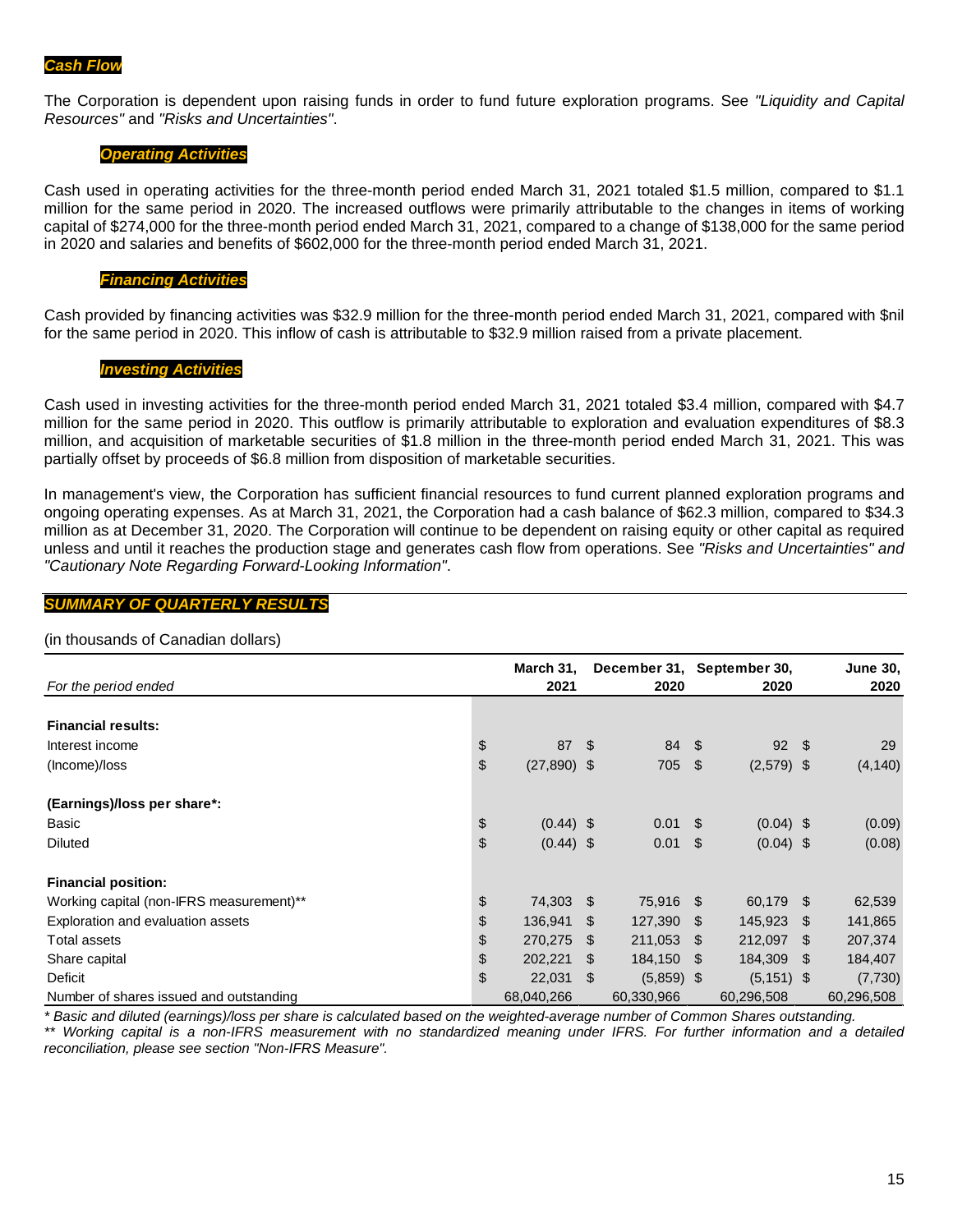## *Cash Flow*

The Corporation is dependent upon raising funds in order to fund future exploration programs. See *"Liquidity and Capital Resources"* and *"Risks and Uncertainties"*.

### *Operating Activities*

Cash used in operating activities for the three-month period ended March 31, 2021 totaled $1.5 million, compared to $1.1 million for the same period in 2020. The increased outflows were primarily attributable to the changes in items of working capital of $274,000 for the three-month period ended March 31, 2021, compared to a change of $138,000 for the same period in 2020 and salaries and benefits of $602,000 for the three-month period ended March 31, 2021.

### *Financing Activities*

Cash provided by financing activities was $32.9 million for the three-month period ended March 31, 2021, compared with $nil for the same period in 2020. This inflow of cash is attributable to $32.9 million raised from a private placement.

### *Investing Activities*

Cash used in investing activities for the three-month period ended March 31, 2021 totaled $3.4 million, compared with $4.7 million for the same period in 2020. This outflow is primarily attributable to exploration and evaluation expenditures of $8.3 million, and acquisition of marketable securities of $1.8 million in the three-month period ended March 31, 2021. This was partially offset by proceeds of $6.8 million from disposition of marketable securities.

In management's view, the Corporation has sufficient financial resources to fund current planned exploration programs and ongoing operating expenses. As at March 31, 2021, the Corporation had a cash balance of $62.3 million, compared to $34.3 million as at December 31, 2020. The Corporation will continue to be dependent on raising equity or other capital as required unless and until it reaches the production stage and generates cash flow from operations. See *"Risks and Uncertainties" and "Cautionary Note Regarding Forward-Looking Information"*.

## *SUMMARY OF QUARTERLY RESULTS*

(in thousands of Canadian dollars)

| *For the period ended* | **March 31, 2021** | **December 31, 2020** | **September 30, 2020** | **June 30, 2020** |
|---|---|---|---|---|
| **Financial results:** | | | | |
| Interest income | $ 87 | $ 84 | $ 92 | $ 29 |
| (Income)/loss | $ (27,890) | $ 705 | $ (2,579) | $ (4,140) |
| **(Earnings)/loss per share*:** | | | | |
| Basic | $ (0.44) | $ 0.01 | $ (0.04) | $ (0.09) |
| Diluted | $ (0.44) | $ 0.01 | $ (0.04) | $ (0.08) |
| **Financial position:** | | | | |
| Working capital (non-IFRS measurement)** | $ 74,303 | $ 75,916 | $ 60,179 | $ 62,539 |
| Exploration and evaluation assets | $ 136,941 | $ 127,390 | $ 145,923 | $ 141,865 |
| Total assets | $ 270,275 | $ 211,053 | $ 212,097 | $ 207,374 |
| Share capital | $ 202,221 | $ 184,150 | $ 184,309 | $ 184,407 |
| Deficit | $ 22,031 | $ (5,859) | $ (5,151) | $ (7,730) |
| Number of shares issued and outstanding | 68,040,266 | 60,330,966 | 60,296,508 | 60,296,508 |

*\* Basic and diluted (earnings)/loss per share is calculated based on the weighted-average number of Common Shares outstanding.*
*\*\* Working capital is a non-IFRS measurement with no standardized meaning under IFRS. For further information and a detailed reconciliation, please see section "Non-IFRS Measure".*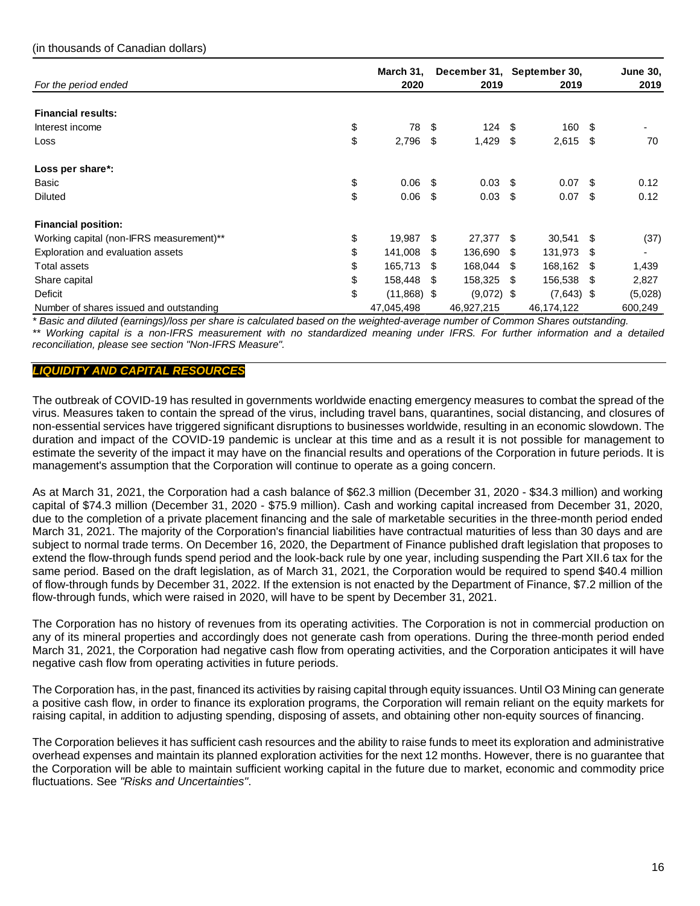(in thousands of Canadian dollars)

| For the period ended | March 31, 2020 | December 31, 2019 | September 30, 2019 | June 30, 2019 |
|---|---|---|---|---|
| **Financial results:** | | | | |
| Interest income | $ 78 | $ 124 | $ 160 | $ - |
| Loss | $ 2,796 | $ 1,429 | $ 2,615 | $ 70 |
| **Loss per share*:** | | | | |
| Basic | $ 0.06 | $ 0.03 | $ 0.07 | $ 0.12 |
| Diluted | $ 0.06 | $ 0.03 | $ 0.07 | $ 0.12 |
| **Financial position:** | | | | |
| Working capital (non-IFRS measurement)** | $ 19,987 | $ 27,377 | $ 30,541 | $ (37) |
| Exploration and evaluation assets | $ 141,008 | $ 136,690 | $ 131,973 | $ - |
| Total assets | $ 165,713 | $ 168,044 | $ 168,162 | $ 1,439 |
| Share capital | $ 158,448 | $ 158,325 | $ 156,538 | $ 2,827 |
| Deficit | $ (11,868) | $ (9,072) | $ (7,643) | $ (5,028) |
| Number of shares issued and outstanding | 47,045,498 | 46,927,215 | 46,174,122 | 600,249 |

*\* Basic and diluted (earnings)/loss per share is calculated based on the weighted-average number of Common Shares outstanding.*

*\*\* Working capital is a non-IFRS measurement with no standardized meaning under IFRS. For further information and a detailed reconciliation, please see section "Non-IFRS Measure".*

## LIQUIDITY AND CAPITAL RESOURCES

The outbreak of COVID-19 has resulted in governments worldwide enacting emergency measures to combat the spread of the virus. Measures taken to contain the spread of the virus, including travel bans, quarantines, social distancing, and closures of non-essential services have triggered significant disruptions to businesses worldwide, resulting in an economic slowdown. The duration and impact of the COVID-19 pandemic is unclear at this time and as a result it is not possible for management to estimate the severity of the impact it may have on the financial results and operations of the Corporation in future periods. It is management's assumption that the Corporation will continue to operate as a going concern.

As at March 31, 2021, the Corporation had a cash balance of $62.3 million (December 31, 2020 - $34.3 million) and working capital of $74.3 million (December 31, 2020 - $75.9 million). Cash and working capital increased from December 31, 2020, due to the completion of a private placement financing and the sale of marketable securities in the three-month period ended March 31, 2021. The majority of the Corporation's financial liabilities have contractual maturities of less than 30 days and are subject to normal trade terms. On December 16, 2020, the Department of Finance published draft legislation that proposes to extend the flow-through funds spend period and the look-back rule by one year, including suspending the Part XII.6 tax for the same period. Based on the draft legislation, as of March 31, 2021, the Corporation would be required to spend $40.4 million of flow-through funds by December 31, 2022. If the extension is not enacted by the Department of Finance, $7.2 million of the flow-through funds, which were raised in 2020, will have to be spent by December 31, 2021.

The Corporation has no history of revenues from its operating activities. The Corporation is not in commercial production on any of its mineral properties and accordingly does not generate cash from operations. During the three-month period ended March 31, 2021, the Corporation had negative cash flow from operating activities, and the Corporation anticipates it will have negative cash flow from operating activities in future periods.

The Corporation has, in the past, financed its activities by raising capital through equity issuances. Until O3 Mining can generate a positive cash flow, in order to finance its exploration programs, the Corporation will remain reliant on the equity markets for raising capital, in addition to adjusting spending, disposing of assets, and obtaining other non-equity sources of financing.

The Corporation believes it has sufficient cash resources and the ability to raise funds to meet its exploration and administrative overhead expenses and maintain its planned exploration activities for the next 12 months. However, there is no guarantee that the Corporation will be able to maintain sufficient working capital in the future due to market, economic and commodity price fluctuations. See *"Risks and Uncertainties"*.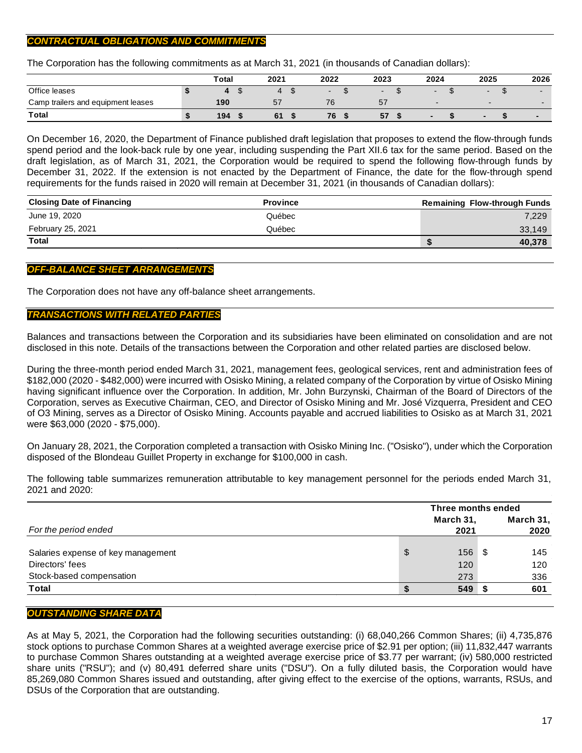## *CONTRACTUAL OBLIGATIONS AND COMMITMENTS*

The Corporation has the following commitments as at March 31, 2021 (in thousands of Canadian dollars):

| | Total | 2021 | 2022 | 2023 | 2024 | 2025 | 2026 |
|---|---|---|---|---|---|---|---|
| Office leases | $ 4 | $ 4 | $ - | $ - | $ - | $ - | $ - |
| Camp trailers and equipment leases | 190 | 57 | 76 | 57 | - | - | - |
| **Total** | **$ 194** | **$ 61** | **$ 76** | **$ 57** | **$ -** | **$ -** | **$ -** |

On December 16, 2020, the Department of Finance published draft legislation that proposes to extend the flow-through funds spend period and the look-back rule by one year, including suspending the Part XII.6 tax for the same period. Based on the draft legislation, as of March 31, 2021, the Corporation would be required to spend the following flow-through funds by December 31, 2022. If the extension is not enacted by the Department of Finance, the date for the flow-through spend requirements for the funds raised in 2020 will remain at December 31, 2021 (in thousands of Canadian dollars):

| Closing Date of Financing | Province | Remaining Flow-through Funds |
|---|---|---|
| June 19, 2020 | Québec | 7,229 |
| February 25, 2021 | Québec | 33,149 |
| **Total** | | **$ 40,378** |

## *OFF-BALANCE SHEET ARRANGEMENTS*

The Corporation does not have any off-balance sheet arrangements.

## *TRANSACTIONS WITH RELATED PARTIES*

Balances and transactions between the Corporation and its subsidiaries have been eliminated on consolidation and are not disclosed in this note. Details of the transactions between the Corporation and other related parties are disclosed below.

During the three-month period ended March 31, 2021, management fees, geological services, rent and administration fees of $182,000 (2020 - $482,000) were incurred with Osisko Mining, a related company of the Corporation by virtue of Osisko Mining having significant influence over the Corporation. In addition, Mr. John Burzynski, Chairman of the Board of Directors of the Corporation, serves as Executive Chairman, CEO, and Director of Osisko Mining and Mr. José Vizquerra, President and CEO of O3 Mining, serves as a Director of Osisko Mining. Accounts payable and accrued liabilities to Osisko as at March 31, 2021 were $63,000 (2020 - $75,000).

On January 28, 2021, the Corporation completed a transaction with Osisko Mining Inc. ("Osisko"), under which the Corporation disposed of the Blondeau Guillet Property in exchange for $100,000 in cash.

The following table summarizes remuneration attributable to key management personnel for the periods ended March 31, 2021 and 2020:

| | Three months ended | |
|---|---|---|
| *For the period ended* | **March 31, 2021** | **March 31, 2020** |
| Salaries expense of key management | $ 156 | $ 145 |
| Directors' fees | 120 | 120 |
| Stock-based compensation | 273 | 336 |
| **Total** | **$ 549** | **$ 601** |

## *OUTSTANDING SHARE DATA*

As at May 5, 2021, the Corporation had the following securities outstanding: (i) 68,040,266 Common Shares; (ii) 4,735,876 stock options to purchase Common Shares at a weighted average exercise price of $2.91 per option; (iii) 11,832,447 warrants to purchase Common Shares outstanding at a weighted average exercise price of $3.77 per warrant; (iv) 580,000 restricted share units ("RSU"); and (v) 80,491 deferred share units ("DSU"). On a fully diluted basis, the Corporation would have 85,269,080 Common Shares issued and outstanding, after giving effect to the exercise of the options, warrants, RSUs, and DSUs of the Corporation that are outstanding.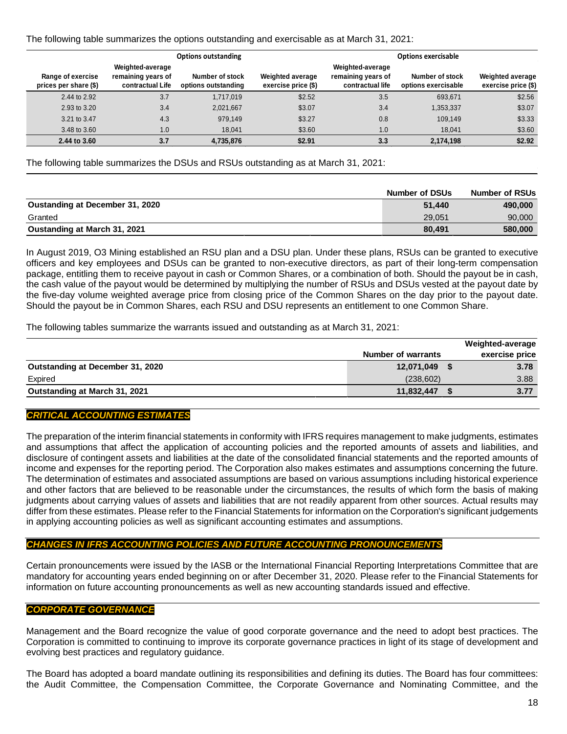The following table summarizes the options outstanding and exercisable as at March 31, 2021:

| | Options outstanding | | | Options exercisable | | |
|---|---|---|---|---|---|---|
| Range of exercise prices per share ($) | Weighted-average remaining years of contractual Life | Number of stock options outstanding | Weighted average exercise price ($) | Weighted-average remaining years of contractual life | Number of stock options exercisable | Weighted average exercise price ($) |
| 2.44 to 2.92 | 3.7 | 1,717,019 | $2.52 | 3.5 | 693,671 | $2.56 |
| 2.93 to 3.20 | 3.4 | 2,021,667 | $3.07 | 3.4 | 1,353,337 | $3.07 |
| 3.21 to 3.47 | 4.3 | 979,149 | $3.27 | 0.8 | 109,149 | $3.33 |
| 3.48 to 3.60 | 1.0 | 18,041 | $3.60 | 1.0 | 18,041 | $3.60 |
| **2.44 to 3.60** | **3.7** | **4,735,876** | **$2.91** | **3.3** | **2,174,198** | **$2.92** |

The following table summarizes the DSUs and RSUs outstanding as at March 31, 2021:

| | Number of DSUs | Number of RSUs |
|---|---|---|
| **Oustanding at December 31, 2020** | **51,440** | **490,000** |
| Granted | 29,051 | 90,000 |
| **Oustanding at March 31, 2021** | **80,491** | **580,000** |

In August 2019, O3 Mining established an RSU plan and a DSU plan. Under these plans, RSUs can be granted to executive officers and key employees and DSUs can be granted to non-executive directors, as part of their long-term compensation package, entitling them to receive payout in cash or Common Shares, or a combination of both. Should the payout be in cash, the cash value of the payout would be determined by multiplying the number of RSUs and DSUs vested at the payout date by the five-day volume weighted average price from closing price of the Common Shares on the day prior to the payout date. Should the payout be in Common Shares, each RSU and DSU represents an entitlement to one Common Share.

The following tables summarize the warrants issued and outstanding as at March 31, 2021:

| | Number of warrants | Weighted-average exercise price |
|---|---|---|
| **Outstanding at December 31, 2020** | **12,071,049** | **$ 3.78** |
| Expired | (238,602) | 3.88 |
| **Outstanding at March 31, 2021** | **11,832,447** | **$ 3.77** |

## *CRITICAL ACCOUNTING ESTIMATES*

The preparation of the interim financial statements in conformity with IFRS requires management to make judgments, estimates and assumptions that affect the application of accounting policies and the reported amounts of assets and liabilities, and disclosure of contingent assets and liabilities at the date of the consolidated financial statements and the reported amounts of income and expenses for the reporting period. The Corporation also makes estimates and assumptions concerning the future. The determination of estimates and associated assumptions are based on various assumptions including historical experience and other factors that are believed to be reasonable under the circumstances, the results of which form the basis of making judgments about carrying values of assets and liabilities that are not readily apparent from other sources. Actual results may differ from these estimates. Please refer to the Financial Statements for information on the Corporation's significant judgements in applying accounting policies as well as significant accounting estimates and assumptions.

## *CHANGES IN IFRS ACCOUNTING POLICIES AND FUTURE ACCOUNTING PRONOUNCEMENTS*

Certain pronouncements were issued by the IASB or the International Financial Reporting Interpretations Committee that are mandatory for accounting years ended beginning on or after December 31, 2020. Please refer to the Financial Statements for information on future accounting pronouncements as well as new accounting standards issued and effective.

## *CORPORATE GOVERNANCE*

Management and the Board recognize the value of good corporate governance and the need to adopt best practices. The Corporation is committed to continuing to improve its corporate governance practices in light of its stage of development and evolving best practices and regulatory guidance.

The Board has adopted a board mandate outlining its responsibilities and defining its duties. The Board has four committees: the Audit Committee, the Compensation Committee, the Corporate Governance and Nominating Committee, and the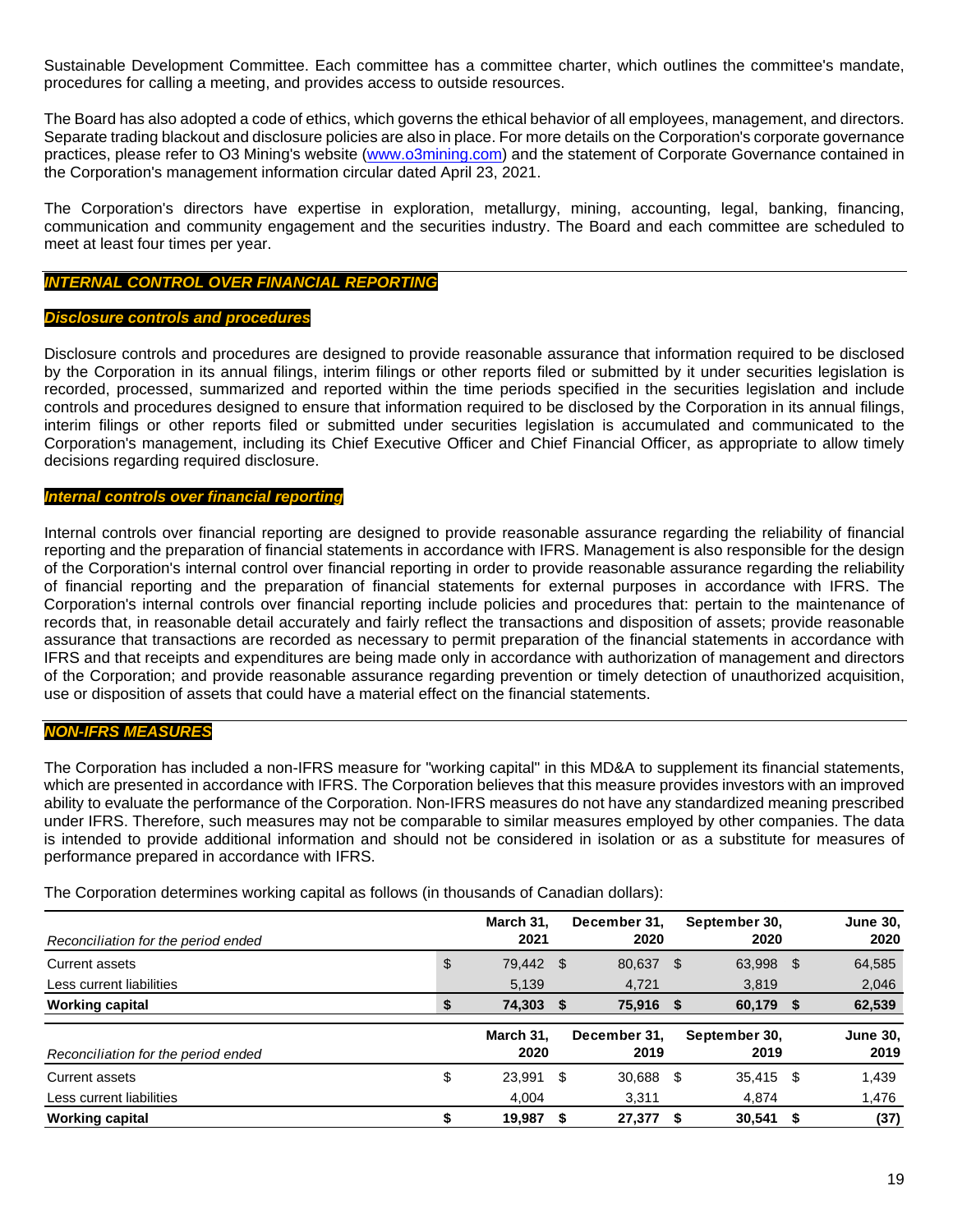Sustainable Development Committee. Each committee has a committee charter, which outlines the committee's mandate, procedures for calling a meeting, and provides access to outside resources.

The Board has also adopted a code of ethics, which governs the ethical behavior of all employees, management, and directors. Separate trading blackout and disclosure policies are also in place. For more details on the Corporation's corporate governance practices, please refer to O3 Mining's website (www.o3mining.com) and the statement of Corporate Governance contained in the Corporation's management information circular dated April 23, 2021.

The Corporation's directors have expertise in exploration, metallurgy, mining, accounting, legal, banking, financing, communication and community engagement and the securities industry. The Board and each committee are scheduled to meet at least four times per year.

## *INTERNAL CONTROL OVER FINANCIAL REPORTING*

### *Disclosure controls and procedures*

Disclosure controls and procedures are designed to provide reasonable assurance that information required to be disclosed by the Corporation in its annual filings, interim filings or other reports filed or submitted by it under securities legislation is recorded, processed, summarized and reported within the time periods specified in the securities legislation and include controls and procedures designed to ensure that information required to be disclosed by the Corporation in its annual filings, interim filings or other reports filed or submitted under securities legislation is accumulated and communicated to the Corporation's management, including its Chief Executive Officer and Chief Financial Officer, as appropriate to allow timely decisions regarding required disclosure.

### *Internal controls over financial reporting*

Internal controls over financial reporting are designed to provide reasonable assurance regarding the reliability of financial reporting and the preparation of financial statements in accordance with IFRS. Management is also responsible for the design of the Corporation's internal control over financial reporting in order to provide reasonable assurance regarding the reliability of financial reporting and the preparation of financial statements for external purposes in accordance with IFRS. The Corporation's internal controls over financial reporting include policies and procedures that: pertain to the maintenance of records that, in reasonable detail accurately and fairly reflect the transactions and disposition of assets; provide reasonable assurance that transactions are recorded as necessary to permit preparation of the financial statements in accordance with IFRS and that receipts and expenditures are being made only in accordance with authorization of management and directors of the Corporation; and provide reasonable assurance regarding prevention or timely detection of unauthorized acquisition, use or disposition of assets that could have a material effect on the financial statements.

## *NON-IFRS MEASURES*

The Corporation has included a non-IFRS measure for "working capital" in this MD&A to supplement its financial statements, which are presented in accordance with IFRS. The Corporation believes that this measure provides investors with an improved ability to evaluate the performance of the Corporation. Non-IFRS measures do not have any standardized meaning prescribed under IFRS. Therefore, such measures may not be comparable to similar measures employed by other companies. The data is intended to provide additional information and should not be considered in isolation or as a substitute for measures of performance prepared in accordance with IFRS.

The Corporation determines working capital as follows (in thousands of Canadian dollars):

| *Reconciliation for the period ended* | March 31, 2021 | December 31, 2020 | September 30, 2020 | June 30, 2020 |
|---|---|---|---|---|
| Current assets | $ 79,442 | $ 80,637 | $ 63,998 | $ 64,585 |
| Less current liabilities | 5,139 | 4,721 | 3,819 | 2,046 |
| **Working capital** | **$ 74,303** | **$ 75,916** | **$ 60,179** | **$ 62,539** |

| *Reconciliation for the period ended* | March 31, 2020 | December 31, 2019 | September 30, 2019 | June 30, 2019 |
|---|---|---|---|---|
| Current assets | $ 23,991 | $ 30,688 | $ 35,415 | $ 1,439 |
| Less current liabilities | 4,004 | 3,311 | 4,874 | 1,476 |
| **Working capital** | **$ 19,987** | **$ 27,377** | **$ 30,541** | **$ (37)** |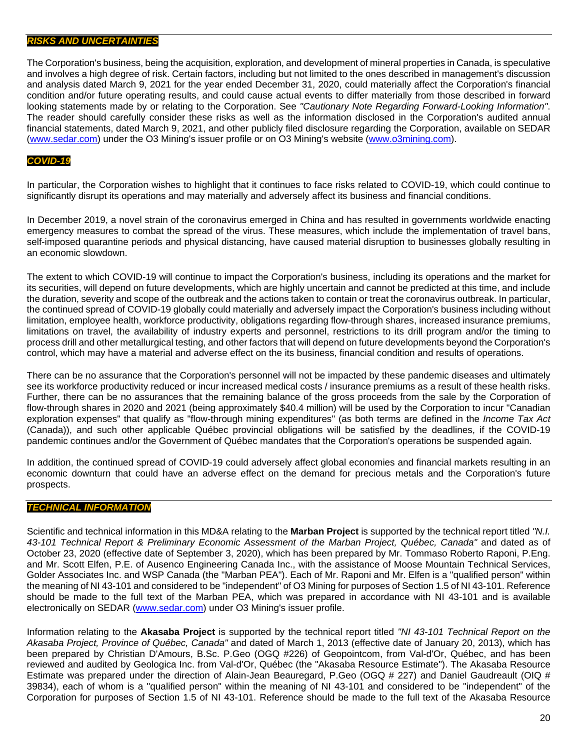## *RISKS AND UNCERTAINTIES*

The Corporation's business, being the acquisition, exploration, and development of mineral properties in Canada, is speculative and involves a high degree of risk. Certain factors, including but not limited to the ones described in management's discussion and analysis dated March 9, 2021 for the year ended December 31, 2020, could materially affect the Corporation's financial condition and/or future operating results, and could cause actual events to differ materially from those described in forward looking statements made by or relating to the Corporation. See *"Cautionary Note Regarding Forward-Looking Information"*. The reader should carefully consider these risks as well as the information disclosed in the Corporation's audited annual financial statements, dated March 9, 2021, and other publicly filed disclosure regarding the Corporation, available on SEDAR (www.sedar.com) under the O3 Mining's issuer profile or on O3 Mining's website (www.o3mining.com).

## *COVID-19*

In particular, the Corporation wishes to highlight that it continues to face risks related to COVID-19, which could continue to significantly disrupt its operations and may materially and adversely affect its business and financial conditions.

In December 2019, a novel strain of the coronavirus emerged in China and has resulted in governments worldwide enacting emergency measures to combat the spread of the virus. These measures, which include the implementation of travel bans, self-imposed quarantine periods and physical distancing, have caused material disruption to businesses globally resulting in an economic slowdown.

The extent to which COVID-19 will continue to impact the Corporation's business, including its operations and the market for its securities, will depend on future developments, which are highly uncertain and cannot be predicted at this time, and include the duration, severity and scope of the outbreak and the actions taken to contain or treat the coronavirus outbreak. In particular, the continued spread of COVID-19 globally could materially and adversely impact the Corporation's business including without limitation, employee health, workforce productivity, obligations regarding flow-through shares, increased insurance premiums, limitations on travel, the availability of industry experts and personnel, restrictions to its drill program and/or the timing to process drill and other metallurgical testing, and other factors that will depend on future developments beyond the Corporation's control, which may have a material and adverse effect on the its business, financial condition and results of operations.

There can be no assurance that the Corporation's personnel will not be impacted by these pandemic diseases and ultimately see its workforce productivity reduced or incur increased medical costs / insurance premiums as a result of these health risks. Further, there can be no assurances that the remaining balance of the gross proceeds from the sale by the Corporation of flow-through shares in 2020 and 2021 (being approximately $40.4 million) will be used by the Corporation to incur "Canadian exploration expenses" that qualify as "flow-through mining expenditures" (as both terms are defined in the *Income Tax Act* (Canada)), and such other applicable Québec provincial obligations will be satisfied by the deadlines, if the COVID-19 pandemic continues and/or the Government of Québec mandates that the Corporation's operations be suspended again.

In addition, the continued spread of COVID-19 could adversely affect global economies and financial markets resulting in an economic downturn that could have an adverse effect on the demand for precious metals and the Corporation's future prospects.

## *TECHNICAL INFORMATION*

Scientific and technical information in this MD&A relating to the **Marban Project** is supported by the technical report titled *"N.I. 43-101 Technical Report & Preliminary Economic Assessment of the Marban Project, Québec, Canada"* and dated as of October 23, 2020 (effective date of September 3, 2020), which has been prepared by Mr. Tommaso Roberto Raponi, P.Eng. and Mr. Scott Elfen, P.E. of Ausenco Engineering Canada Inc., with the assistance of Moose Mountain Technical Services, Golder Associates Inc. and WSP Canada (the "Marban PEA"). Each of Mr. Raponi and Mr. Elfen is a "qualified person" within the meaning of NI 43-101 and considered to be "independent" of O3 Mining for purposes of Section 1.5 of NI 43-101. Reference should be made to the full text of the Marban PEA, which was prepared in accordance with NI 43-101 and is available electronically on SEDAR (www.sedar.com) under O3 Mining's issuer profile.

Information relating to the **Akasaba Project** is supported by the technical report titled *"NI 43-101 Technical Report on the Akasaba Project, Province of Québec, Canada"* and dated of March 1, 2013 (effective date of January 20, 2013), which has been prepared by Christian D'Amours, B.Sc. P.Geo (OGQ #226) of Geopointcom, from Val-d'Or, Québec, and has been reviewed and audited by Geologica Inc. from Val-d'Or, Québec (the "Akasaba Resource Estimate"). The Akasaba Resource Estimate was prepared under the direction of Alain-Jean Beauregard, P.Geo (OGQ # 227) and Daniel Gaudreault (OIQ # 39834), each of whom is a "qualified person" within the meaning of NI 43-101 and considered to be "independent" of the Corporation for purposes of Section 1.5 of NI 43-101. Reference should be made to the full text of the Akasaba Resource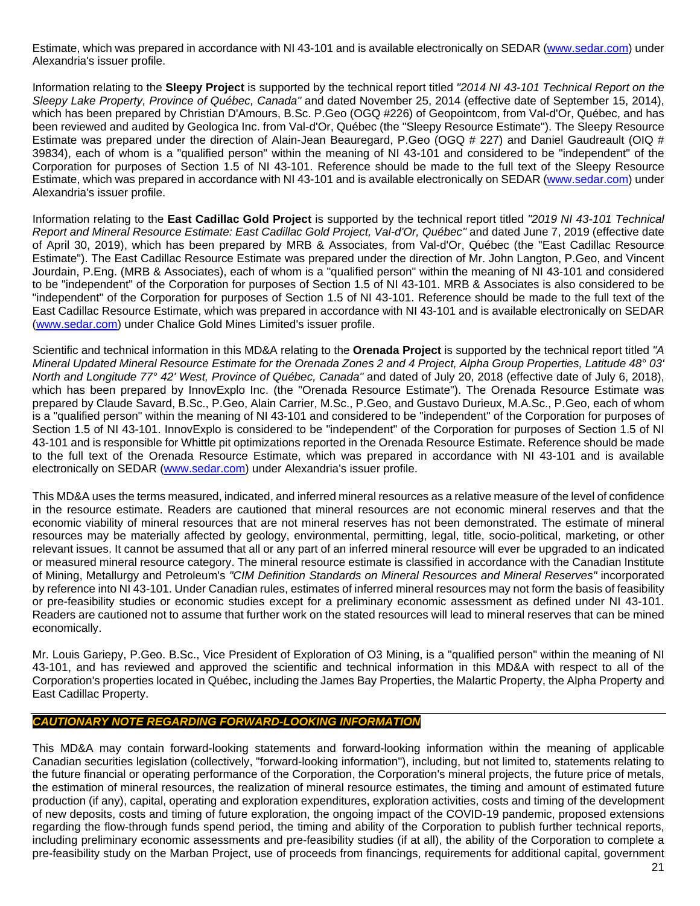Estimate, which was prepared in accordance with NI 43-101 and is available electronically on SEDAR (www.sedar.com) under Alexandria's issuer profile.

Information relating to the **Sleepy Project** is supported by the technical report titled *"2014 NI 43-101 Technical Report on the Sleepy Lake Property, Province of Québec, Canada"* and dated November 25, 2014 (effective date of September 15, 2014), which has been prepared by Christian D'Amours, B.Sc. P.Geo (OGQ #226) of Geopointcom, from Val-d'Or, Québec, and has been reviewed and audited by Geologica Inc. from Val-d'Or, Québec (the "Sleepy Resource Estimate"). The Sleepy Resource Estimate was prepared under the direction of Alain-Jean Beauregard, P.Geo (OGQ # 227) and Daniel Gaudreault (OIQ # 39834), each of whom is a "qualified person" within the meaning of NI 43-101 and considered to be "independent" of the Corporation for purposes of Section 1.5 of NI 43-101. Reference should be made to the full text of the Sleepy Resource Estimate, which was prepared in accordance with NI 43-101 and is available electronically on SEDAR (www.sedar.com) under Alexandria's issuer profile.

Information relating to the **East Cadillac Gold Project** is supported by the technical report titled *"2019 NI 43-101 Technical Report and Mineral Resource Estimate: East Cadillac Gold Project, Val-d'Or, Québec"* and dated June 7, 2019 (effective date of April 30, 2019), which has been prepared by MRB & Associates, from Val-d'Or, Québec (the "East Cadillac Resource Estimate"). The East Cadillac Resource Estimate was prepared under the direction of Mr. John Langton, P.Geo, and Vincent Jourdain, P.Eng. (MRB & Associates), each of whom is a "qualified person" within the meaning of NI 43-101 and considered to be "independent" of the Corporation for purposes of Section 1.5 of NI 43-101. MRB & Associates is also considered to be "independent" of the Corporation for purposes of Section 1.5 of NI 43-101. Reference should be made to the full text of the East Cadillac Resource Estimate, which was prepared in accordance with NI 43-101 and is available electronically on SEDAR (www.sedar.com) under Chalice Gold Mines Limited's issuer profile.

Scientific and technical information in this MD&A relating to the **Orenada Project** is supported by the technical report titled *"A Mineral Updated Mineral Resource Estimate for the Orenada Zones 2 and 4 Project, Alpha Group Properties, Latitude 48° 03' North and Longitude 77° 42' West, Province of Québec, Canada"* and dated of July 20, 2018 (effective date of July 6, 2018), which has been prepared by InnovExplo Inc. (the "Orenada Resource Estimate"). The Orenada Resource Estimate was prepared by Claude Savard, B.Sc., P.Geo, Alain Carrier, M.Sc., P.Geo, and Gustavo Durieux, M.A.Sc., P.Geo, each of whom is a "qualified person" within the meaning of NI 43-101 and considered to be "independent" of the Corporation for purposes of Section 1.5 of NI 43-101. InnovExplo is considered to be "independent" of the Corporation for purposes of Section 1.5 of NI 43-101 and is responsible for Whittle pit optimizations reported in the Orenada Resource Estimate. Reference should be made to the full text of the Orenada Resource Estimate, which was prepared in accordance with NI 43-101 and is available electronically on SEDAR (www.sedar.com) under Alexandria's issuer profile.

This MD&A uses the terms measured, indicated, and inferred mineral resources as a relative measure of the level of confidence in the resource estimate. Readers are cautioned that mineral resources are not economic mineral reserves and that the economic viability of mineral resources that are not mineral reserves has not been demonstrated. The estimate of mineral resources may be materially affected by geology, environmental, permitting, legal, title, socio-political, marketing, or other relevant issues. It cannot be assumed that all or any part of an inferred mineral resource will ever be upgraded to an indicated or measured mineral resource category. The mineral resource estimate is classified in accordance with the Canadian Institute of Mining, Metallurgy and Petroleum's *"CIM Definition Standards on Mineral Resources and Mineral Reserves"* incorporated by reference into NI 43-101. Under Canadian rules, estimates of inferred mineral resources may not form the basis of feasibility or pre-feasibility studies or economic studies except for a preliminary economic assessment as defined under NI 43-101. Readers are cautioned not to assume that further work on the stated resources will lead to mineral reserves that can be mined economically.

Mr. Louis Gariepy, P.Geo. B.Sc., Vice President of Exploration of O3 Mining, is a "qualified person" within the meaning of NI 43-101, and has reviewed and approved the scientific and technical information in this MD&A with respect to all of the Corporation's properties located in Québec, including the James Bay Properties, the Malartic Property, the Alpha Property and East Cadillac Property.

## *CAUTIONARY NOTE REGARDING FORWARD-LOOKING INFORMATION*

This MD&A may contain forward-looking statements and forward-looking information within the meaning of applicable Canadian securities legislation (collectively, "forward-looking information"), including, but not limited to, statements relating to the future financial or operating performance of the Corporation, the Corporation's mineral projects, the future price of metals, the estimation of mineral resources, the realization of mineral resource estimates, the timing and amount of estimated future production (if any), capital, operating and exploration expenditures, exploration activities, costs and timing of the development of new deposits, costs and timing of future exploration, the ongoing impact of the COVID-19 pandemic, proposed extensions regarding the flow-through funds spend period, the timing and ability of the Corporation to publish further technical reports, including preliminary economic assessments and pre-feasibility studies (if at all), the ability of the Corporation to complete a pre-feasibility study on the Marban Project, use of proceeds from financings, requirements for additional capital, government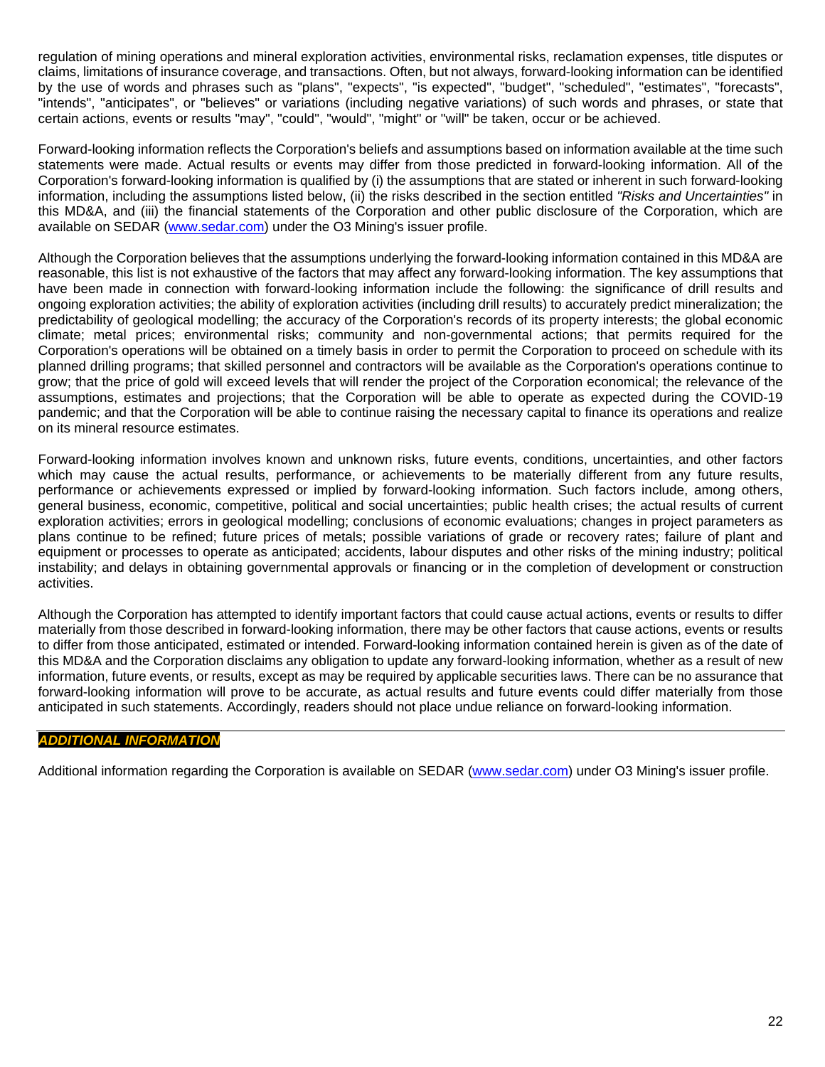regulation of mining operations and mineral exploration activities, environmental risks, reclamation expenses, title disputes or claims, limitations of insurance coverage, and transactions. Often, but not always, forward-looking information can be identified by the use of words and phrases such as "plans", "expects", "is expected", "budget", "scheduled", "estimates", "forecasts", "intends", "anticipates", or "believes" or variations (including negative variations) of such words and phrases, or state that certain actions, events or results "may", "could", "would", "might" or "will" be taken, occur or be achieved.

Forward-looking information reflects the Corporation's beliefs and assumptions based on information available at the time such statements were made. Actual results or events may differ from those predicted in forward-looking information. All of the Corporation's forward-looking information is qualified by (i) the assumptions that are stated or inherent in such forward-looking information, including the assumptions listed below, (ii) the risks described in the section entitled *"Risks and Uncertainties"* in this MD&A, and (iii) the financial statements of the Corporation and other public disclosure of the Corporation, which are available on SEDAR (www.sedar.com) under the O3 Mining's issuer profile.

Although the Corporation believes that the assumptions underlying the forward-looking information contained in this MD&A are reasonable, this list is not exhaustive of the factors that may affect any forward-looking information. The key assumptions that have been made in connection with forward-looking information include the following: the significance of drill results and ongoing exploration activities; the ability of exploration activities (including drill results) to accurately predict mineralization; the predictability of geological modelling; the accuracy of the Corporation's records of its property interests; the global economic climate; metal prices; environmental risks; community and non-governmental actions; that permits required for the Corporation's operations will be obtained on a timely basis in order to permit the Corporation to proceed on schedule with its planned drilling programs; that skilled personnel and contractors will be available as the Corporation's operations continue to grow; that the price of gold will exceed levels that will render the project of the Corporation economical; the relevance of the assumptions, estimates and projections; that the Corporation will be able to operate as expected during the COVID-19 pandemic; and that the Corporation will be able to continue raising the necessary capital to finance its operations and realize on its mineral resource estimates.

Forward-looking information involves known and unknown risks, future events, conditions, uncertainties, and other factors which may cause the actual results, performance, or achievements to be materially different from any future results, performance or achievements expressed or implied by forward-looking information. Such factors include, among others, general business, economic, competitive, political and social uncertainties; public health crises; the actual results of current exploration activities; errors in geological modelling; conclusions of economic evaluations; changes in project parameters as plans continue to be refined; future prices of metals; possible variations of grade or recovery rates; failure of plant and equipment or processes to operate as anticipated; accidents, labour disputes and other risks of the mining industry; political instability; and delays in obtaining governmental approvals or financing or in the completion of development or construction activities.

Although the Corporation has attempted to identify important factors that could cause actual actions, events or results to differ materially from those described in forward-looking information, there may be other factors that cause actions, events or results to differ from those anticipated, estimated or intended. Forward-looking information contained herein is given as of the date of this MD&A and the Corporation disclaims any obligation to update any forward-looking information, whether as a result of new information, future events, or results, except as may be required by applicable securities laws. There can be no assurance that forward-looking information will prove to be accurate, as actual results and future events could differ materially from those anticipated in such statements. Accordingly, readers should not place undue reliance on forward-looking information.

## *ADDITIONAL INFORMATION*

Additional information regarding the Corporation is available on SEDAR (www.sedar.com) under O3 Mining's issuer profile.